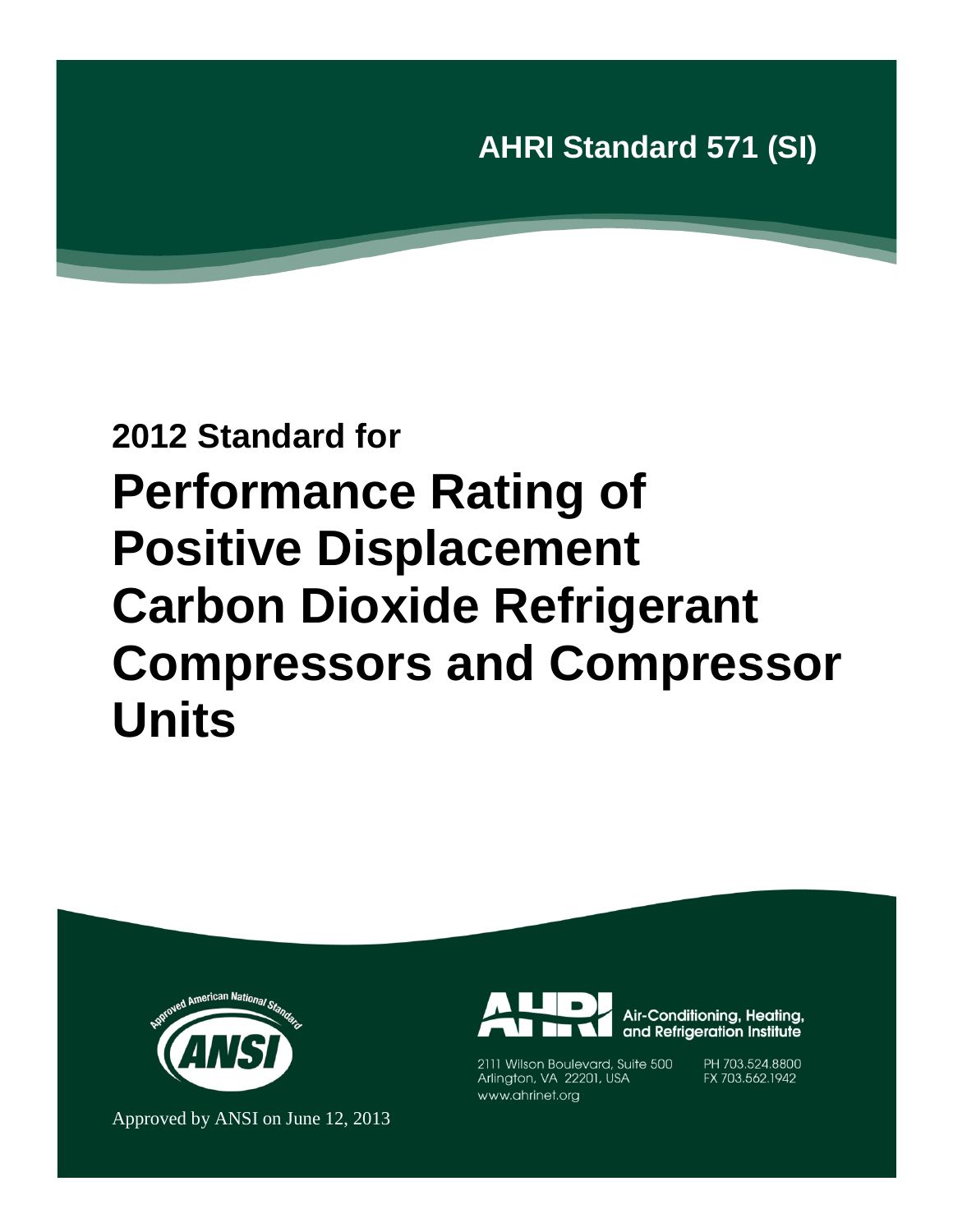**AHRI Standard 571 (SI)**

## 2012 Standard for

# Performance Rating of Positive Displacement Carbon Dioxide Refrigerant Compressors and Compressor Units

Approved by ANSI on June 12, 2013

Air-Conditioning, Heating, and Refrigeration Institute

2111 Wilson Boulevard, Suite 500
Arlington, VA 22201, USA
www.ahrinet.org

PH 703.524.8800
FX 703.562.1942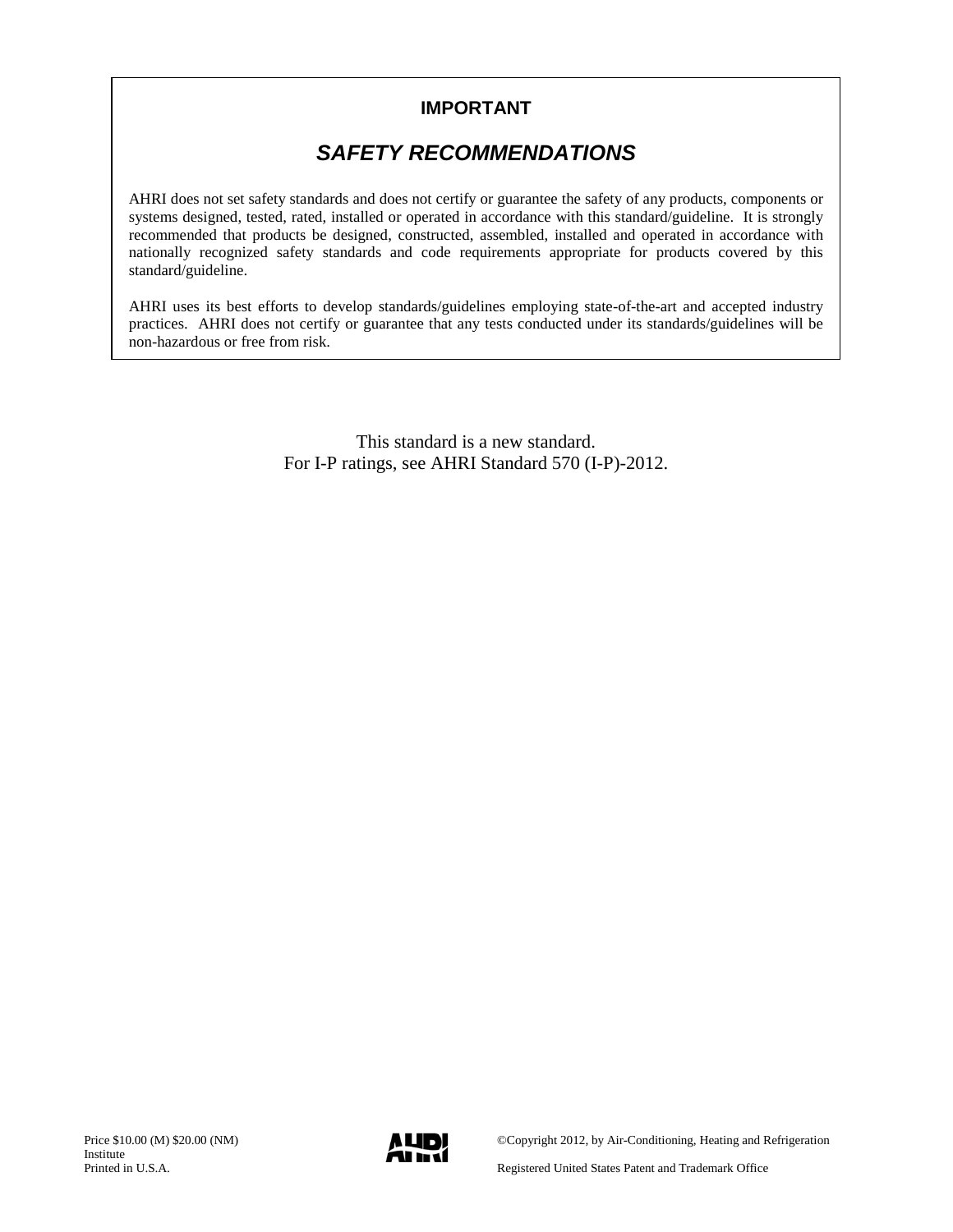**IMPORTANT**

## *SAFETY RECOMMENDATIONS*

AHRI does not set safety standards and does not certify or guarantee the safety of any products, components or systems designed, tested, rated, installed or operated in accordance with this standard/guideline. It is strongly recommended that products be designed, constructed, assembled, installed and operated in accordance with nationally recognized safety standards and code requirements appropriate for products covered by this standard/guideline.

AHRI uses its best efforts to develop standards/guidelines employing state-of-the-art and accepted industry practices. AHRI does not certify or guarantee that any tests conducted under its standards/guidelines will be non-hazardous or free from risk.

This standard is a new standard.
For I-P ratings, see AHRI Standard 570 (I-P)-2012.

Price $10.00 (M) $20.00 (NM)
Printed in U.S.A.

©Copyright 2012, by Air-Conditioning, Heating and Refrigeration Institute

Registered United States Patent and Trademark Office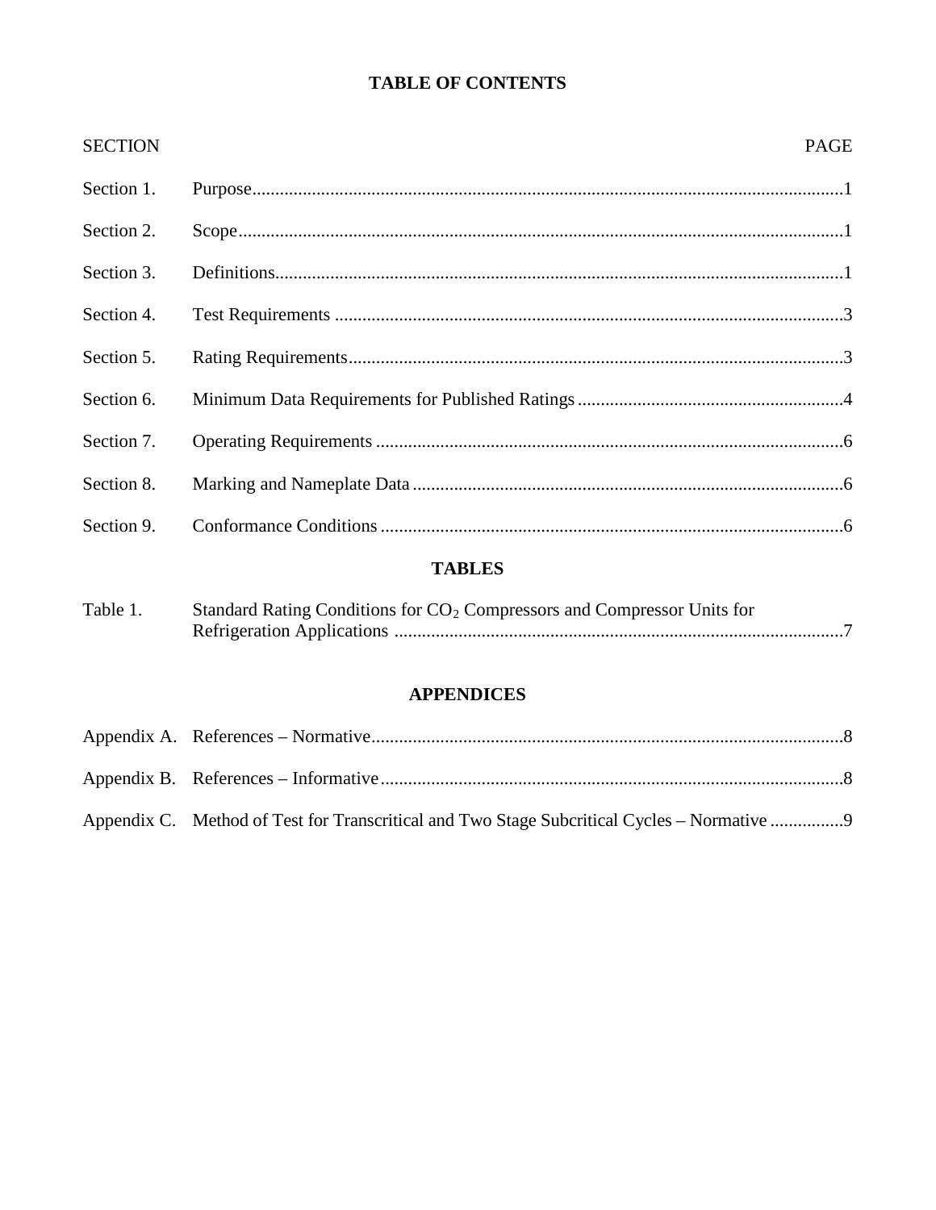# TABLE OF CONTENTS

| SECTION | | PAGE |
|---|---|---|
| Section 1. | Purpose | 1 |
| Section 2. | Scope | 1 |
| Section 3. | Definitions | 1 |
| Section 4. | Test Requirements | 3 |
| Section 5. | Rating Requirements | 3 |
| Section 6. | Minimum Data Requirements for Published Ratings | 4 |
| Section 7. | Operating Requirements | 6 |
| Section 8. | Marking and Nameplate Data | 6 |
| Section 9. | Conformance Conditions | 6 |

## TABLES

| | | |
|---|---|---|
| Table 1. | Standard Rating Conditions for $CO_2$ Compressors and Compressor Units for Refrigeration Applications | 7 |

## APPENDICES

| | | |
|---|---|---|
| Appendix A. | References – Normative | 8 |
| Appendix B. | References – Informative | 8 |
| Appendix C. | Method of Test for Transcritical and Two Stage Subcritical Cycles – Normative | 9 |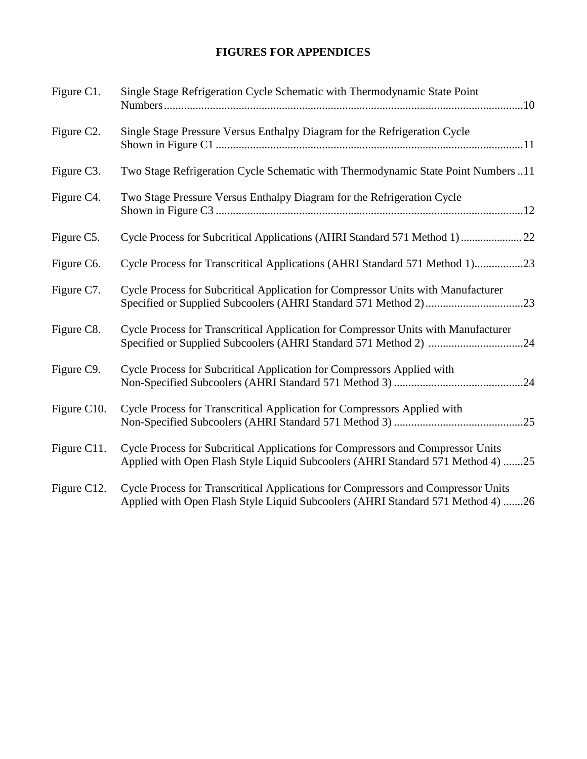## FIGURES FOR APPENDICES

| | | |
|---|---|---|
| Figure C1. | Single Stage Refrigeration Cycle Schematic with Thermodynamic State Point Numbers | 10 |
| Figure C2. | Single Stage Pressure Versus Enthalpy Diagram for the Refrigeration Cycle Shown in Figure C1 | 11 |
| Figure C3. | Two Stage Refrigeration Cycle Schematic with Thermodynamic State Point Numbers | 11 |
| Figure C4. | Two Stage Pressure Versus Enthalpy Diagram for the Refrigeration Cycle Shown in Figure C3 | 12 |
| Figure C5. | Cycle Process for Subcritical Applications (AHRI Standard 571 Method 1) | 22 |
| Figure C6. | Cycle Process for Transcritical Applications (AHRI Standard 571 Method 1) | 23 |
| Figure C7. | Cycle Process for Subcritical Application for Compressor Units with Manufacturer Specified or Supplied Subcoolers (AHRI Standard 571 Method 2) | 23 |
| Figure C8. | Cycle Process for Transcritical Application for Compressor Units with Manufacturer Specified or Supplied Subcoolers (AHRI Standard 571 Method 2) | 24 |
| Figure C9. | Cycle Process for Subcritical Application for Compressors Applied with Non-Specified Subcoolers (AHRI Standard 571 Method 3) | 24 |
| Figure C10. | Cycle Process for Transcritical Application for Compressors Applied with Non-Specified Subcoolers (AHRI Standard 571 Method 3) | 25 |
| Figure C11. | Cycle Process for Subcritical Applications for Compressors and Compressor Units Applied with Open Flash Style Liquid Subcoolers (AHRI Standard 571 Method 4) | 25 |
| Figure C12. | Cycle Process for Transcritical Applications for Compressors and Compressor Units Applied with Open Flash Style Liquid Subcoolers (AHRI Standard 571 Method 4) | 26 |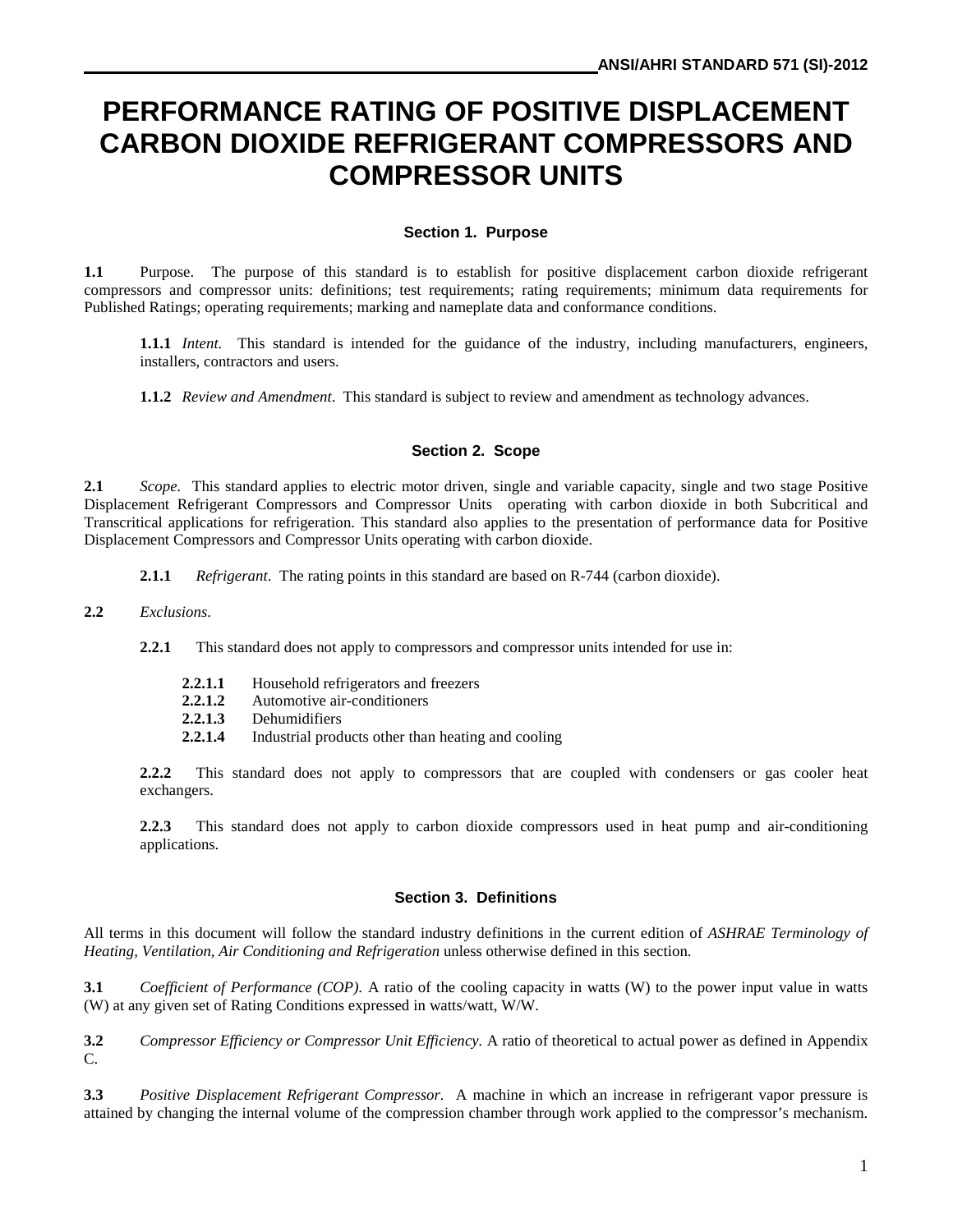# PERFORMANCE RATING OF POSITIVE DISPLACEMENT CARBON DIOXIDE REFRIGERANT COMPRESSORS AND COMPRESSOR UNITS

## Section 1. Purpose

**1.1** Purpose. The purpose of this standard is to establish for positive displacement carbon dioxide refrigerant compressors and compressor units: definitions; test requirements; rating requirements; minimum data requirements for Published Ratings; operating requirements; marking and nameplate data and conformance conditions.

**1.1.1** *Intent.* This standard is intended for the guidance of the industry, including manufacturers, engineers, installers, contractors and users.

**1.1.2** *Review and Amendment.* This standard is subject to review and amendment as technology advances.

## Section 2. Scope

**2.1** *Scope.* This standard applies to electric motor driven, single and variable capacity, single and two stage Positive Displacement Refrigerant Compressors and Compressor Units operating with carbon dioxide in both Subcritical and Transcritical applications for refrigeration. This standard also applies to the presentation of performance data for Positive Displacement Compressors and Compressor Units operating with carbon dioxide.

**2.1.1** *Refrigerant.* The rating points in this standard are based on R-744 (carbon dioxide).

**2.2** *Exclusions.*

**2.2.1** This standard does not apply to compressors and compressor units intended for use in:

**2.2.1.1** Household refrigerators and freezers
**2.2.1.2** Automotive air-conditioners
**2.2.1.3** Dehumidifiers
**2.2.1.4** Industrial products other than heating and cooling

**2.2.2** This standard does not apply to compressors that are coupled with condensers or gas cooler heat exchangers.

**2.2.3** This standard does not apply to carbon dioxide compressors used in heat pump and air-conditioning applications.

## Section 3. Definitions

All terms in this document will follow the standard industry definitions in the current edition of *ASHRAE Terminology of Heating, Ventilation, Air Conditioning and Refrigeration* unless otherwise defined in this section.

**3.1** *Coefficient of Performance (COP).* A ratio of the cooling capacity in watts (W) to the power input value in watts (W) at any given set of Rating Conditions expressed in watts/watt, W/W.

**3.2** *Compressor Efficiency or Compressor Unit Efficiency.* A ratio of theoretical to actual power as defined in Appendix C.

**3.3** *Positive Displacement Refrigerant Compressor.* A machine in which an increase in refrigerant vapor pressure is attained by changing the internal volume of the compression chamber through work applied to the compressor's mechanism.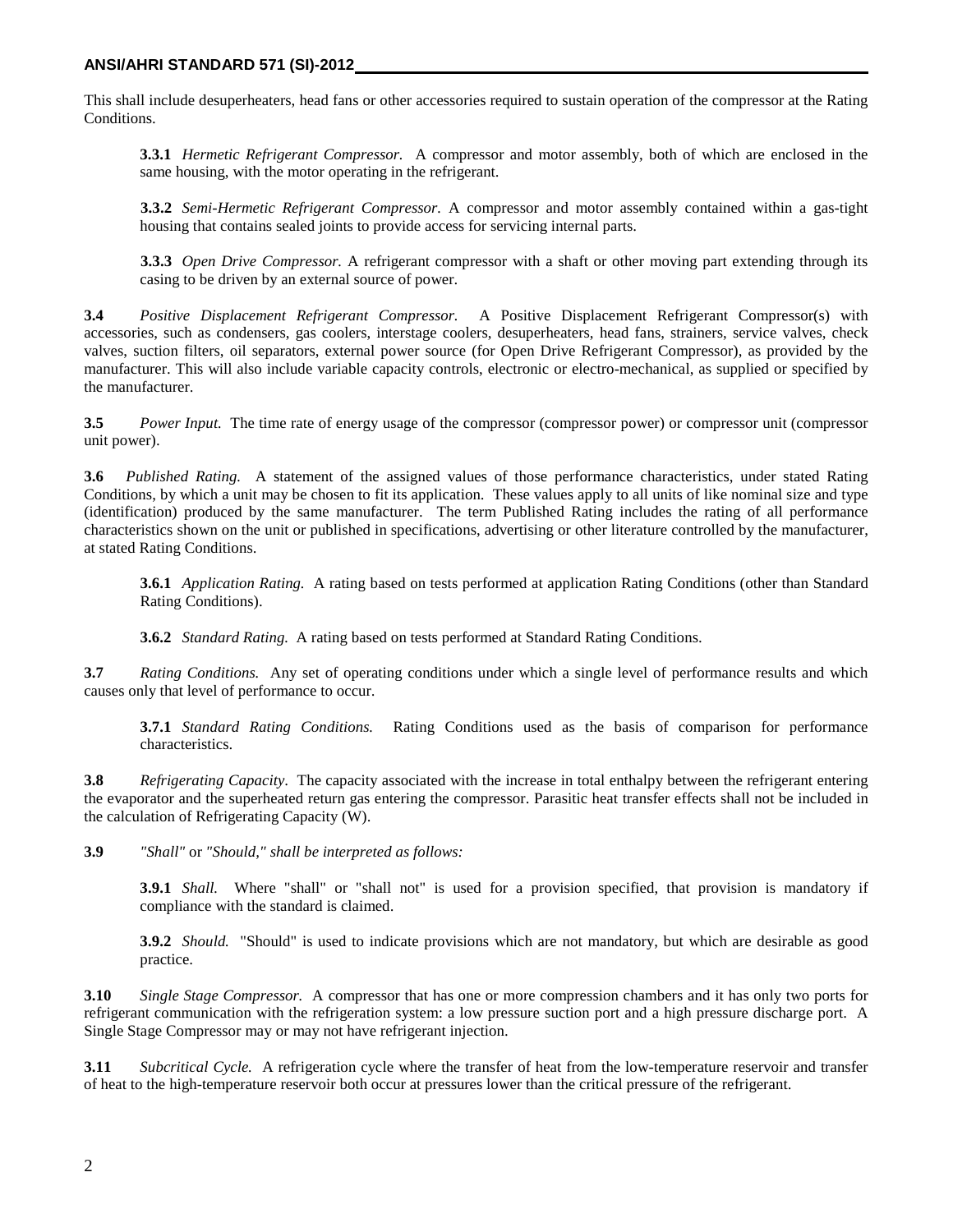This shall include desuperheaters, head fans or other accessories required to sustain operation of the compressor at the Rating Conditions.

**3.3.1** *Hermetic Refrigerant Compressor.* A compressor and motor assembly, both of which are enclosed in the same housing, with the motor operating in the refrigerant.

**3.3.2** *Semi-Hermetic Refrigerant Compressor.* A compressor and motor assembly contained within a gas-tight housing that contains sealed joints to provide access for servicing internal parts.

**3.3.3** *Open Drive Compressor.* A refrigerant compressor with a shaft or other moving part extending through its casing to be driven by an external source of power.

**3.4** *Positive Displacement Refrigerant Compressor.* A Positive Displacement Refrigerant Compressor(s) with accessories, such as condensers, gas coolers, interstage coolers, desuperheaters, head fans, strainers, service valves, check valves, suction filters, oil separators, external power source (for Open Drive Refrigerant Compressor), as provided by the manufacturer. This will also include variable capacity controls, electronic or electro-mechanical, as supplied or specified by the manufacturer.

**3.5** *Power Input.* The time rate of energy usage of the compressor (compressor power) or compressor unit (compressor unit power).

**3.6** *Published Rating.* A statement of the assigned values of those performance characteristics, under stated Rating Conditions, by which a unit may be chosen to fit its application. These values apply to all units of like nominal size and type (identification) produced by the same manufacturer. The term Published Rating includes the rating of all performance characteristics shown on the unit or published in specifications, advertising or other literature controlled by the manufacturer, at stated Rating Conditions.

**3.6.1** *Application Rating.* A rating based on tests performed at application Rating Conditions (other than Standard Rating Conditions).

**3.6.2** *Standard Rating.* A rating based on tests performed at Standard Rating Conditions.

**3.7** *Rating Conditions.* Any set of operating conditions under which a single level of performance results and which causes only that level of performance to occur.

**3.7.1** *Standard Rating Conditions.* Rating Conditions used as the basis of comparison for performance characteristics.

**3.8** *Refrigerating Capacity*. The capacity associated with the increase in total enthalpy between the refrigerant entering the evaporator and the superheated return gas entering the compressor. Parasitic heat transfer effects shall not be included in the calculation of Refrigerating Capacity (W).

**3.9** *"Shall"* or *"Should," shall be interpreted as follows:*

**3.9.1** *Shall.* Where "shall" or "shall not" is used for a provision specified, that provision is mandatory if compliance with the standard is claimed.

**3.9.2** *Should.* "Should" is used to indicate provisions which are not mandatory, but which are desirable as good practice.

**3.10** *Single Stage Compressor.* A compressor that has one or more compression chambers and it has only two ports for refrigerant communication with the refrigeration system: a low pressure suction port and a high pressure discharge port. A Single Stage Compressor may or may not have refrigerant injection.

**3.11** *Subcritical Cycle.* A refrigeration cycle where the transfer of heat from the low-temperature reservoir and transfer of heat to the high-temperature reservoir both occur at pressures lower than the critical pressure of the refrigerant.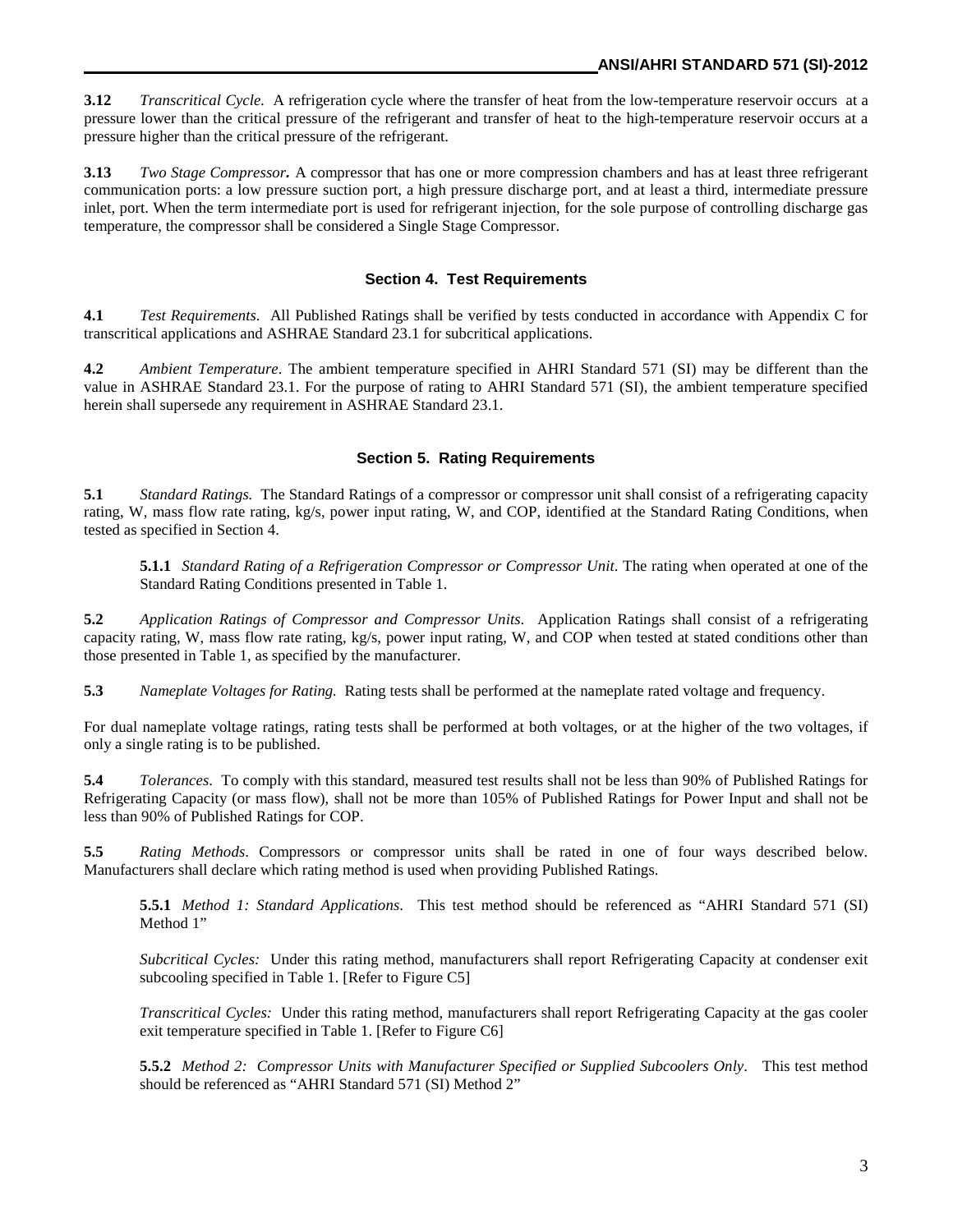**3.12** *Transcritical Cycle.* A refrigeration cycle where the transfer of heat from the low-temperature reservoir occurs at a pressure lower than the critical pressure of the refrigerant and transfer of heat to the high-temperature reservoir occurs at a pressure higher than the critical pressure of the refrigerant.

**3.13** *Two Stage Compressor.* A compressor that has one or more compression chambers and has at least three refrigerant communication ports: a low pressure suction port, a high pressure discharge port, and at least a third, intermediate pressure inlet, port. When the term intermediate port is used for refrigerant injection, for the sole purpose of controlling discharge gas temperature, the compressor shall be considered a Single Stage Compressor.

## Section 4. Test Requirements

**4.1** *Test Requirements.* All Published Ratings shall be verified by tests conducted in accordance with Appendix C for transcritical applications and ASHRAE Standard 23.1 for subcritical applications.

**4.2** *Ambient Temperature*. The ambient temperature specified in AHRI Standard 571 (SI) may be different than the value in ASHRAE Standard 23.1. For the purpose of rating to AHRI Standard 571 (SI), the ambient temperature specified herein shall supersede any requirement in ASHRAE Standard 23.1.

## Section 5. Rating Requirements

**5.1** *Standard Ratings.* The Standard Ratings of a compressor or compressor unit shall consist of a refrigerating capacity rating, W, mass flow rate rating, kg/s, power input rating, W, and COP, identified at the Standard Rating Conditions, when tested as specified in Section 4.

**5.1.1** *Standard Rating of a Refrigeration Compressor or Compressor Unit*. The rating when operated at one of the Standard Rating Conditions presented in Table 1.

**5.2** *Application Ratings of Compressor and Compressor Units.* Application Ratings shall consist of a refrigerating capacity rating, W, mass flow rate rating, kg/s, power input rating, W, and COP when tested at stated conditions other than those presented in Table 1, as specified by the manufacturer.

**5.3** *Nameplate Voltages for Rating.* Rating tests shall be performed at the nameplate rated voltage and frequency.

For dual nameplate voltage ratings, rating tests shall be performed at both voltages, or at the higher of the two voltages, if only a single rating is to be published.

**5.4** *Tolerances*. To comply with this standard, measured test results shall not be less than 90% of Published Ratings for Refrigerating Capacity (or mass flow), shall not be more than 105% of Published Ratings for Power Input and shall not be less than 90% of Published Ratings for COP.

**5.5** *Rating Methods*. Compressors or compressor units shall be rated in one of four ways described below. Manufacturers shall declare which rating method is used when providing Published Ratings.

**5.5.1** *Method 1: Standard Applications*. This test method should be referenced as "AHRI Standard 571 (SI) Method 1"

*Subcritical Cycles:* Under this rating method, manufacturers shall report Refrigerating Capacity at condenser exit subcooling specified in Table 1. [Refer to Figure C5]

*Transcritical Cycles:* Under this rating method, manufacturers shall report Refrigerating Capacity at the gas cooler exit temperature specified in Table 1. [Refer to Figure C6]

**5.5.2** *Method 2: Compressor Units with Manufacturer Specified or Supplied Subcoolers Only*. This test method should be referenced as "AHRI Standard 571 (SI) Method 2"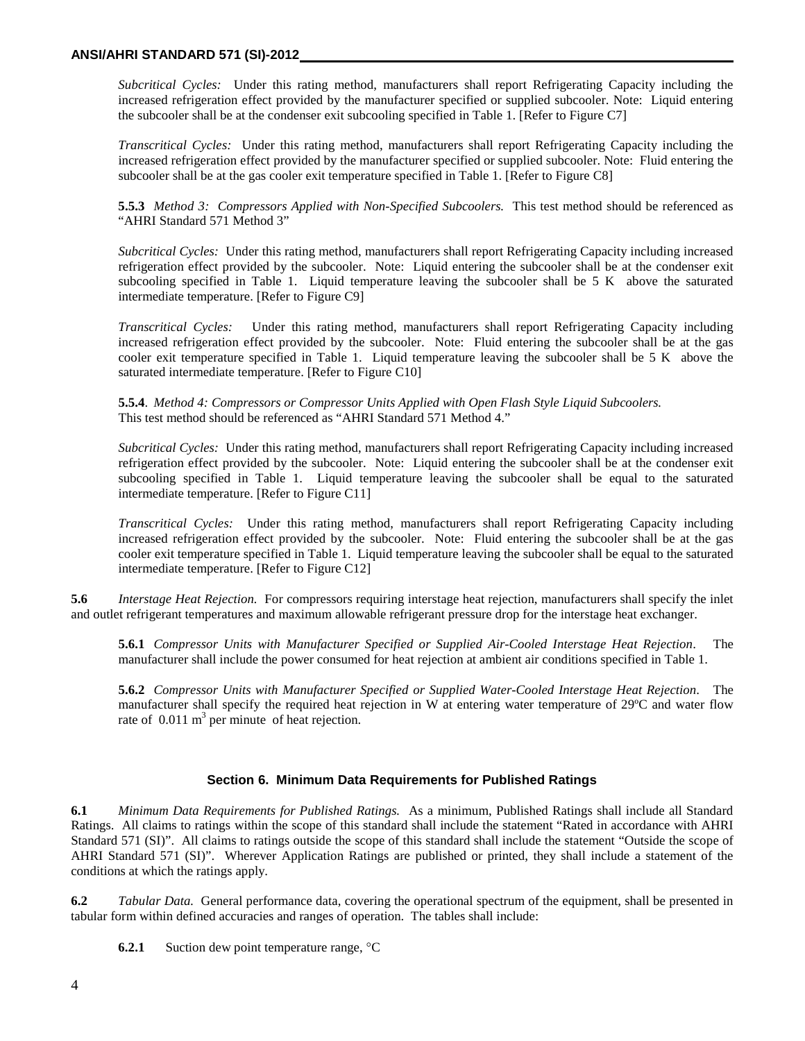*Subcritical Cycles:* Under this rating method, manufacturers shall report Refrigerating Capacity including the increased refrigeration effect provided by the manufacturer specified or supplied subcooler. Note: Liquid entering the subcooler shall be at the condenser exit subcooling specified in Table 1. [Refer to Figure C7]

*Transcritical Cycles:* Under this rating method, manufacturers shall report Refrigerating Capacity including the increased refrigeration effect provided by the manufacturer specified or supplied subcooler. Note: Fluid entering the subcooler shall be at the gas cooler exit temperature specified in Table 1. [Refer to Figure C8]

**5.5.3** *Method 3: Compressors Applied with Non-Specified Subcoolers.* This test method should be referenced as "AHRI Standard 571 Method 3"

*Subcritical Cycles:* Under this rating method, manufacturers shall report Refrigerating Capacity including increased refrigeration effect provided by the subcooler. Note: Liquid entering the subcooler shall be at the condenser exit subcooling specified in Table 1. Liquid temperature leaving the subcooler shall be 5 K above the saturated intermediate temperature. [Refer to Figure C9]

*Transcritical Cycles:* Under this rating method, manufacturers shall report Refrigerating Capacity including increased refrigeration effect provided by the subcooler. Note: Fluid entering the subcooler shall be at the gas cooler exit temperature specified in Table 1. Liquid temperature leaving the subcooler shall be 5 K above the saturated intermediate temperature. [Refer to Figure C10]

**5.5.4**. *Method 4: Compressors or Compressor Units Applied with Open Flash Style Liquid Subcoolers.* This test method should be referenced as "AHRI Standard 571 Method 4."

*Subcritical Cycles:* Under this rating method, manufacturers shall report Refrigerating Capacity including increased refrigeration effect provided by the subcooler. Note: Liquid entering the subcooler shall be at the condenser exit subcooling specified in Table 1. Liquid temperature leaving the subcooler shall be equal to the saturated intermediate temperature. [Refer to Figure C11]

*Transcritical Cycles:* Under this rating method, manufacturers shall report Refrigerating Capacity including increased refrigeration effect provided by the subcooler. Note: Fluid entering the subcooler shall be at the gas cooler exit temperature specified in Table 1. Liquid temperature leaving the subcooler shall be equal to the saturated intermediate temperature. [Refer to Figure C12]

**5.6** *Interstage Heat Rejection.* For compressors requiring interstage heat rejection, manufacturers shall specify the inlet and outlet refrigerant temperatures and maximum allowable refrigerant pressure drop for the interstage heat exchanger.

**5.6.1** *Compressor Units with Manufacturer Specified or Supplied Air-Cooled Interstage Heat Rejection*. The manufacturer shall include the power consumed for heat rejection at ambient air conditions specified in Table 1.

**5.6.2** *Compressor Units with Manufacturer Specified or Supplied Water-Cooled Interstage Heat Rejection*. The manufacturer shall specify the required heat rejection in W at entering water temperature of 29ºC and water flow rate of 0.011 $m^3$ per minute of heat rejection.

## Section 6. Minimum Data Requirements for Published Ratings

**6.1** *Minimum Data Requirements for Published Ratings.* As a minimum, Published Ratings shall include all Standard Ratings. All claims to ratings within the scope of this standard shall include the statement "Rated in accordance with AHRI Standard 571 (SI)". All claims to ratings outside the scope of this standard shall include the statement "Outside the scope of AHRI Standard 571 (SI)". Wherever Application Ratings are published or printed, they shall include a statement of the conditions at which the ratings apply.

**6.2** *Tabular Data.* General performance data, covering the operational spectrum of the equipment, shall be presented in tabular form within defined accuracies and ranges of operation. The tables shall include:

**6.2.1** Suction dew point temperature range, °C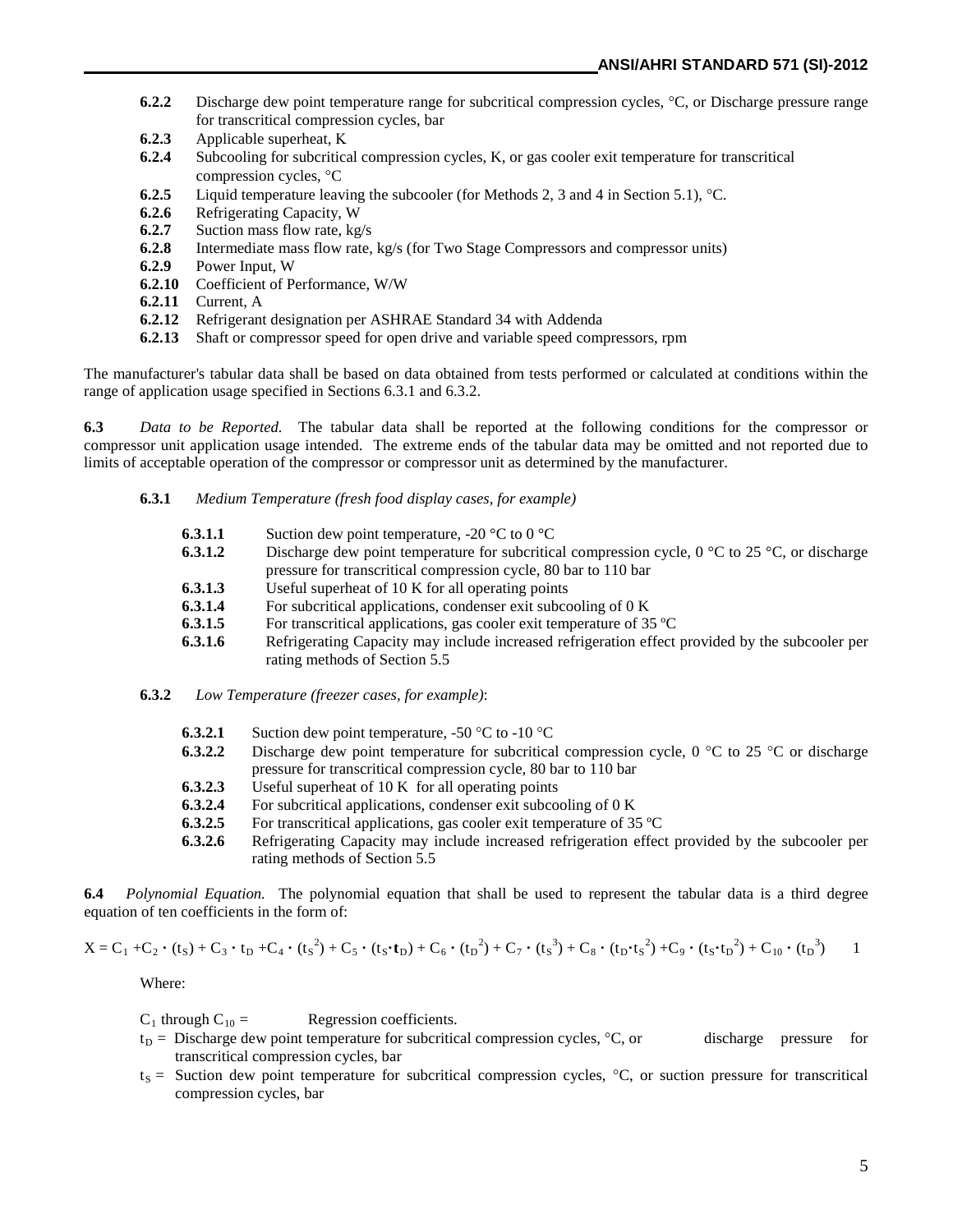**6.2.2** Discharge dew point temperature range for subcritical compression cycles, °C, or Discharge pressure range for transcritical compression cycles, bar

**6.2.3** Applicable superheat, K

**6.2.4** Subcooling for subcritical compression cycles, K, or gas cooler exit temperature for transcritical compression cycles, °C

**6.2.5** Liquid temperature leaving the subcooler (for Methods 2, 3 and 4 in Section 5.1), °C.

**6.2.6** Refrigerating Capacity, W

**6.2.7** Suction mass flow rate, kg/s

**6.2.8** Intermediate mass flow rate, kg/s (for Two Stage Compressors and compressor units)

**6.2.9** Power Input, W

**6.2.10** Coefficient of Performance, W/W

**6.2.11** Current, A

**6.2.12** Refrigerant designation per ASHRAE Standard 34 with Addenda

**6.2.13** Shaft or compressor speed for open drive and variable speed compressors, rpm

The manufacturer's tabular data shall be based on data obtained from tests performed or calculated at conditions within the range of application usage specified in Sections 6.3.1 and 6.3.2.

**6.3** *Data to be Reported.* The tabular data shall be reported at the following conditions for the compressor or compressor unit application usage intended. The extreme ends of the tabular data may be omitted and not reported due to limits of acceptable operation of the compressor or compressor unit as determined by the manufacturer.

**6.3.1** *Medium Temperature (fresh food display cases, for example)*

**6.3.1.1** Suction dew point temperature, -20 °C to 0 °C

**6.3.1.2** Discharge dew point temperature for subcritical compression cycle, 0 °C to 25 °C, or discharge pressure for transcritical compression cycle, 80 bar to 110 bar

**6.3.1.3** Useful superheat of 10 K for all operating points

**6.3.1.4** For subcritical applications, condenser exit subcooling of 0 K

**6.3.1.5** For transcritical applications, gas cooler exit temperature of 35 ºC

**6.3.1.6** Refrigerating Capacity may include increased refrigeration effect provided by the subcooler per rating methods of Section 5.5

**6.3.2** *Low Temperature (freezer cases, for example)*:

**6.3.2.1** Suction dew point temperature, -50 °C to -10 °C

**6.3.2.2** Discharge dew point temperature for subcritical compression cycle, 0 °C to 25 °C or discharge pressure for transcritical compression cycle, 80 bar to 110 bar

**6.3.2.3** Useful superheat of 10 K for all operating points

**6.3.2.4** For subcritical applications, condenser exit subcooling of 0 K

**6.3.2.5** For transcritical applications, gas cooler exit temperature of 35 ºC

**6.3.2.6** Refrigerating Capacity may include increased refrigeration effect provided by the subcooler per rating methods of Section 5.5

**6.4** *Polynomial Equation.* The polynomial equation that shall be used to represent the tabular data is a third degree equation of ten coefficients in the form of:

$$X = C_1 + C_2 \cdot (t_S) + C_3 \cdot t_D + C_4 \cdot (t_S^2) + C_5 \cdot (t_S \cdot \mathbf{t}_D) + C_6 \cdot (t_D^2) + C_7 \cdot (t_S^3) + C_8 \cdot (t_D \cdot t_S^2) + C_9 \cdot (t_S \cdot t_D^2) + C_{10} \cdot (t_D^3) \qquad 1$$

Where:

$C_1$ through $C_{10}$ = Regression coefficients.

$t_D$ = Discharge dew point temperature for subcritical compression cycles, °C, or discharge pressure for transcritical compression cycles, bar

$t_S$ = Suction dew point temperature for subcritical compression cycles, °C, or suction pressure for transcritical compression cycles, bar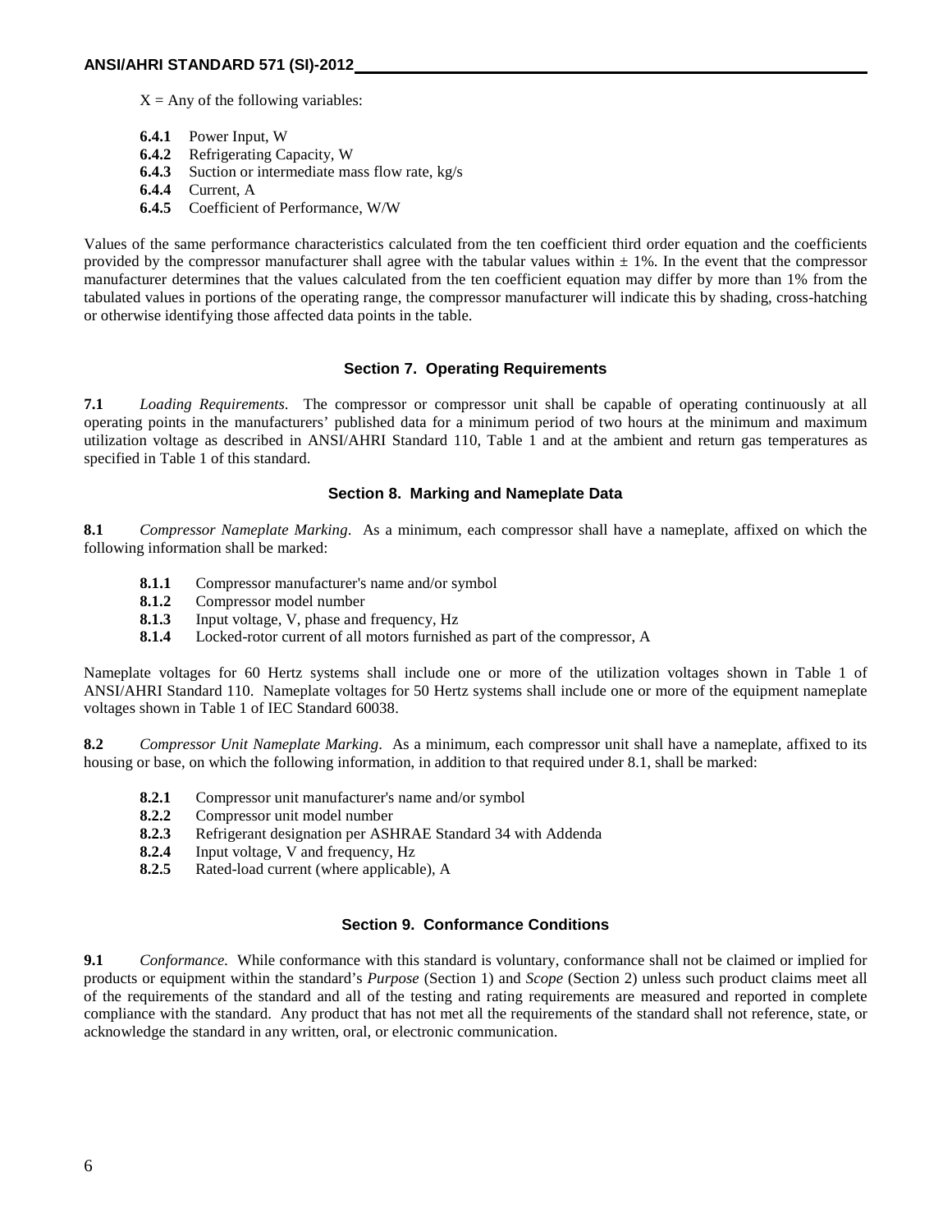X = Any of the following variables:

- **6.4.1** Power Input, W
- **6.4.2** Refrigerating Capacity, W
- **6.4.3** Suction or intermediate mass flow rate, kg/s
- **6.4.4** Current, A
- **6.4.5** Coefficient of Performance, W/W

Values of the same performance characteristics calculated from the ten coefficient third order equation and the coefficients provided by the compressor manufacturer shall agree with the tabular values within $\pm$ 1%. In the event that the compressor manufacturer determines that the values calculated from the ten coefficient equation may differ by more than 1% from the tabulated values in portions of the operating range, the compressor manufacturer will indicate this by shading, cross-hatching or otherwise identifying those affected data points in the table.

## Section 7. Operating Requirements

**7.1** *Loading Requirements*. The compressor or compressor unit shall be capable of operating continuously at all operating points in the manufacturers' published data for a minimum period of two hours at the minimum and maximum utilization voltage as described in ANSI/AHRI Standard 110, Table 1 and at the ambient and return gas temperatures as specified in Table 1 of this standard.

## Section 8. Marking and Nameplate Data

**8.1** *Compressor Nameplate Marking*. As a minimum, each compressor shall have a nameplate, affixed on which the following information shall be marked:

- **8.1.1** Compressor manufacturer's name and/or symbol
- **8.1.2** Compressor model number
- **8.1.3** Input voltage, V, phase and frequency, Hz
- **8.1.4** Locked-rotor current of all motors furnished as part of the compressor, A

Nameplate voltages for 60 Hertz systems shall include one or more of the utilization voltages shown in Table 1 of ANSI/AHRI Standard 110. Nameplate voltages for 50 Hertz systems shall include one or more of the equipment nameplate voltages shown in Table 1 of IEC Standard 60038.

**8.2** *Compressor Unit Nameplate Marking*. As a minimum, each compressor unit shall have a nameplate, affixed to its housing or base, on which the following information, in addition to that required under 8.1, shall be marked:

- **8.2.1** Compressor unit manufacturer's name and/or symbol
- **8.2.2** Compressor unit model number
- **8.2.3** Refrigerant designation per ASHRAE Standard 34 with Addenda
- **8.2.4** Input voltage, V and frequency, Hz
- **8.2.5** Rated-load current (where applicable), A

## Section 9. Conformance Conditions

**9.1** *Conformance.* While conformance with this standard is voluntary, conformance shall not be claimed or implied for products or equipment within the standard's *Purpose* (Section 1) and *Scope* (Section 2) unless such product claims meet all of the requirements of the standard and all of the testing and rating requirements are measured and reported in complete compliance with the standard. Any product that has not met all the requirements of the standard shall not reference, state, or acknowledge the standard in any written, oral, or electronic communication.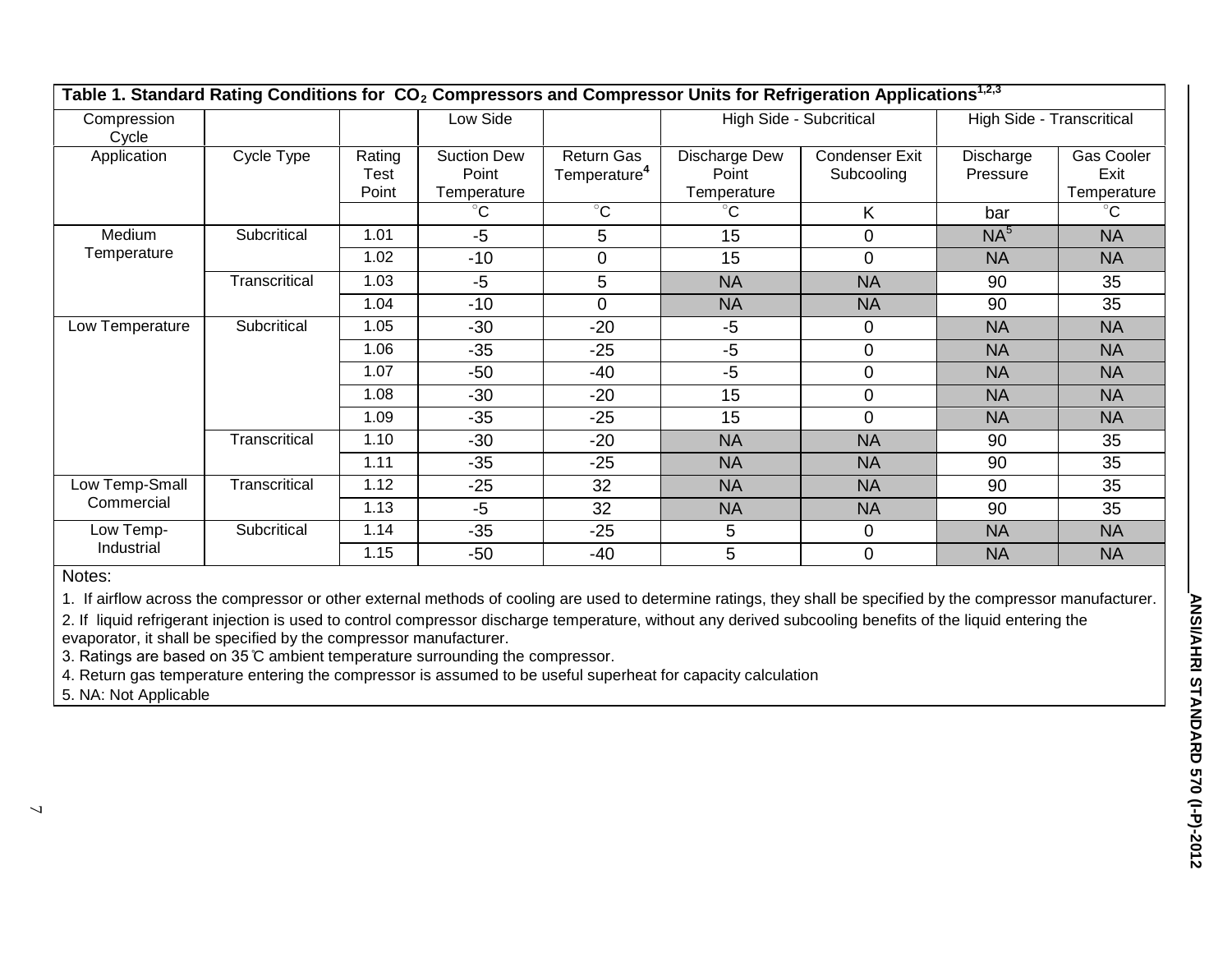**Table 1. Standard Rating Conditions for $CO_2$ Compressors and Compressor Units for Refrigeration Applications[1,2,3]**

| Compression Cycle | | | Low Side | | High Side - Subcritical | | High Side - Transcritical | |
|---|---|---|---|---|---|---|---|---|
| Application | Cycle Type | Rating Test Point | Suction Dew Point Temperature | Return Gas Temperature[4] | Discharge Dew Point Temperature | Condenser Exit Subcooling | Discharge Pressure | Gas Cooler Exit Temperature |
| | | | °C | °C | °C | K | bar | °C |
| Medium Temperature | Subcritical | 1.01 | -5 | 5 | 15 | 0 | NA[5] | NA |
| | | 1.02 | -10 | 0 | 15 | 0 | NA | NA |
| | Transcritical | 1.03 | -5 | 5 | NA | NA | 90 | 35 |
| | | 1.04 | -10 | 0 | NA | NA | 90 | 35 |
| Low Temperature | Subcritical | 1.05 | -30 | -20 | -5 | 0 | NA | NA |
| | | 1.06 | -35 | -25 | -5 | 0 | NA | NA |
| | | 1.07 | -50 | -40 | -5 | 0 | NA | NA |
| | | 1.08 | -30 | -20 | 15 | 0 | NA | NA |
| | | 1.09 | -35 | -25 | 15 | 0 | NA | NA |
| | Transcritical | 1.10 | -30 | -20 | NA | NA | 90 | 35 |
| | | 1.11 | -35 | -25 | NA | NA | 90 | 35 |
| Low Temp-Small Commercial | Transcritical | 1.12 | -25 | 32 | NA | NA | 90 | 35 |
| | | 1.13 | -5 | 32 | NA | NA | 90 | 35 |
| Low Temp-Industrial | Subcritical | 1.14 | -35 | -25 | 5 | 0 | NA | NA |
| | | 1.15 | -50 | -40 | 5 | 0 | NA | NA |

Notes:

1. If airflow across the compressor or other external methods of cooling are used to determine ratings, they shall be specified by the compressor manufacturer.
2. If liquid refrigerant injection is used to control compressor discharge temperature, without any derived subcooling benefits of the liquid entering the evaporator, it shall be specified by the compressor manufacturer.
3. Ratings are based on 35°C ambient temperature surrounding the compressor.
4. Return gas temperature entering the compressor is assumed to be useful superheat for capacity calculation
5. NA: Not Applicable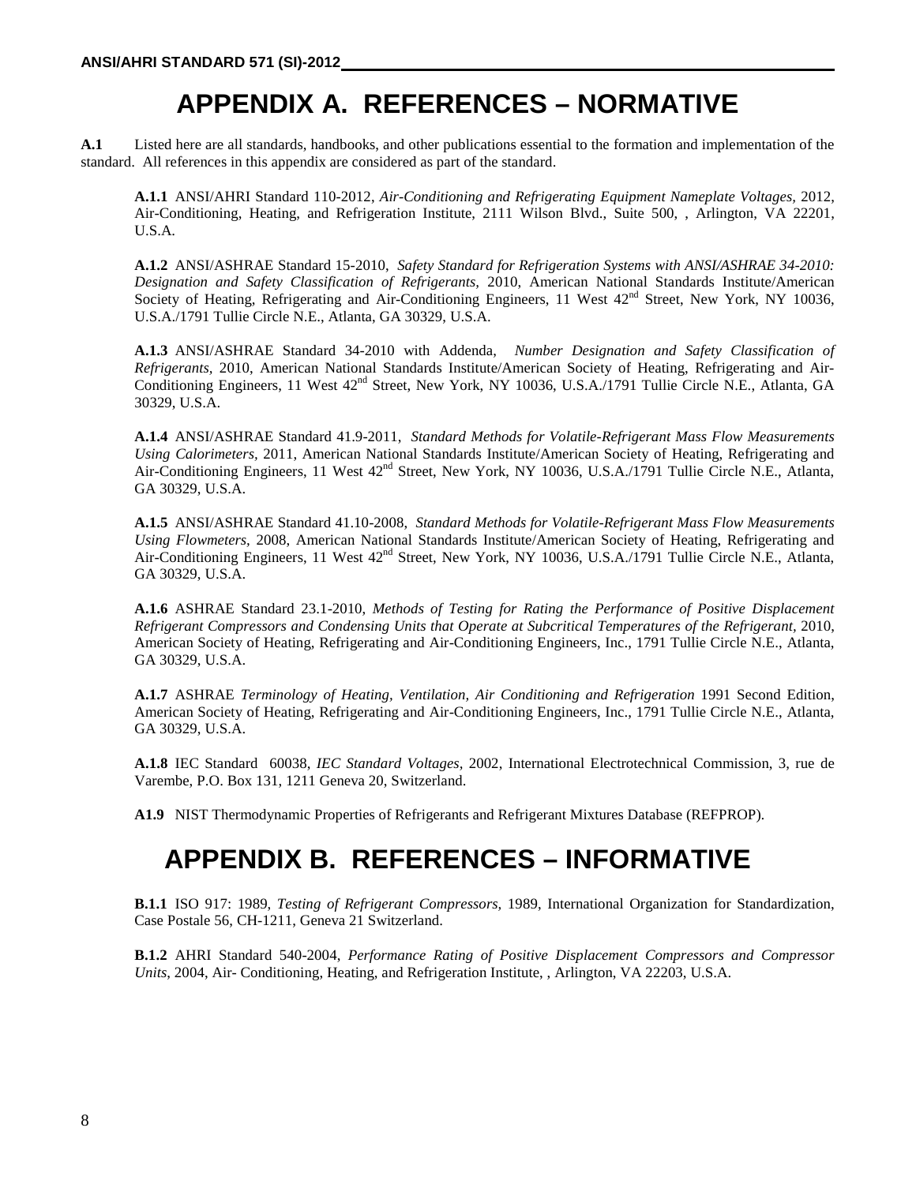# APPENDIX A. REFERENCES – NORMATIVE

**A.1** Listed here are all standards, handbooks, and other publications essential to the formation and implementation of the standard. All references in this appendix are considered as part of the standard.

**A.1.1** ANSI/AHRI Standard 110-2012, *Air-Conditioning and Refrigerating Equipment Nameplate Voltages*, 2012, Air-Conditioning, Heating, and Refrigeration Institute, 2111 Wilson Blvd., Suite 500, , Arlington, VA 22201, U.S.A.

**A.1.2** ANSI/ASHRAE Standard 15-2010, *Safety Standard for Refrigeration Systems with ANSI/ASHRAE 34-2010: Designation and Safety Classification of Refrigerants,* 2010, American National Standards Institute/American Society of Heating, Refrigerating and Air-Conditioning Engineers, 11 West 42nd Street, New York, NY 10036, U.S.A./1791 Tullie Circle N.E., Atlanta, GA 30329, U.S.A.

**A.1.3** ANSI/ASHRAE Standard 34-2010 with Addenda, *Number Designation and Safety Classification of Refrigerants*, 2010, American National Standards Institute/American Society of Heating, Refrigerating and Air-Conditioning Engineers, 11 West 42nd Street, New York, NY 10036, U.S.A./1791 Tullie Circle N.E., Atlanta, GA 30329, U.S.A.

**A.1.4** ANSI/ASHRAE Standard 41.9-2011, *Standard Methods for Volatile-Refrigerant Mass Flow Measurements Using Calorimeters*, 2011, American National Standards Institute/American Society of Heating, Refrigerating and Air-Conditioning Engineers, 11 West 42nd Street, New York, NY 10036, U.S.A./1791 Tullie Circle N.E., Atlanta, GA 30329, U.S.A.

**A.1.5** ANSI/ASHRAE Standard 41.10-2008, *Standard Methods for Volatile-Refrigerant Mass Flow Measurements Using Flowmeters*, 2008, American National Standards Institute/American Society of Heating, Refrigerating and Air-Conditioning Engineers, 11 West 42nd Street, New York, NY 10036, U.S.A./1791 Tullie Circle N.E., Atlanta, GA 30329, U.S.A.

**A.1.6** ASHRAE Standard 23.1-2010, *Methods of Testing for Rating the Performance of Positive Displacement Refrigerant Compressors and Condensing Units that Operate at Subcritical Temperatures of the Refrigerant*, 2010, American Society of Heating, Refrigerating and Air-Conditioning Engineers, Inc., 1791 Tullie Circle N.E., Atlanta, GA 30329, U.S.A.

**A.1.7** ASHRAE *Terminology of Heating, Ventilation, Air Conditioning and Refrigeration* 1991 Second Edition, American Society of Heating, Refrigerating and Air-Conditioning Engineers, Inc., 1791 Tullie Circle N.E., Atlanta, GA 30329, U.S.A.

**A.1.8** IEC Standard 60038, *IEC Standard Voltages*, 2002, International Electrotechnical Commission, 3, rue de Varembe, P.O. Box 131, 1211 Geneva 20, Switzerland.

**A1.9** NIST Thermodynamic Properties of Refrigerants and Refrigerant Mixtures Database (REFPROP).

# APPENDIX B. REFERENCES – INFORMATIVE

**B.1.1** ISO 917: 1989, *Testing of Refrigerant Compressors,* 1989, International Organization for Standardization, Case Postale 56, CH-1211, Geneva 21 Switzerland.

**B.1.2** AHRI Standard 540-2004, *Performance Rating of Positive Displacement Compressors and Compressor Units*, 2004, Air- Conditioning, Heating, and Refrigeration Institute, , Arlington, VA 22203, U.S.A.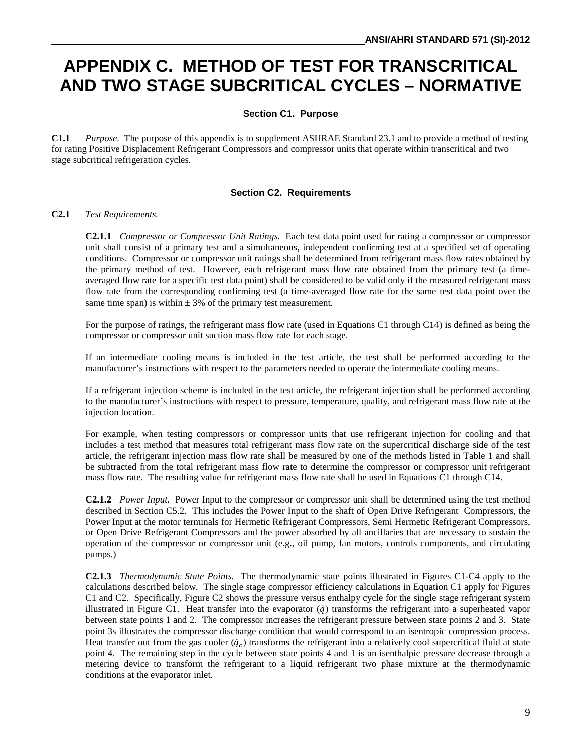# APPENDIX C. METHOD OF TEST FOR TRANSCRITICAL AND TWO STAGE SUBCRITICAL CYCLES – NORMATIVE

## Section C1. Purpose

**C1.1** *Purpose.* The purpose of this appendix is to supplement ASHRAE Standard 23.1 and to provide a method of testing for rating Positive Displacement Refrigerant Compressors and compressor units that operate within transcritical and two stage subcritical refrigeration cycles.

## Section C2. Requirements

**C2.1** *Test Requirements.*

**C2.1.1** *Compressor or Compressor Unit Ratings.* Each test data point used for rating a compressor or compressor unit shall consist of a primary test and a simultaneous, independent confirming test at a specified set of operating conditions. Compressor or compressor unit ratings shall be determined from refrigerant mass flow rates obtained by the primary method of test. However, each refrigerant mass flow rate obtained from the primary test (a time-averaged flow rate for a specific test data point) shall be considered to be valid only if the measured refrigerant mass flow rate from the corresponding confirming test (a time-averaged flow rate for the same test data point over the same time span) is within ± 3% of the primary test measurement.

For the purpose of ratings, the refrigerant mass flow rate (used in Equations C1 through C14) is defined as being the compressor or compressor unit suction mass flow rate for each stage.

If an intermediate cooling means is included in the test article, the test shall be performed according to the manufacturer's instructions with respect to the parameters needed to operate the intermediate cooling means.

If a refrigerant injection scheme is included in the test article, the refrigerant injection shall be performed according to the manufacturer's instructions with respect to pressure, temperature, quality, and refrigerant mass flow rate at the injection location.

For example, when testing compressors or compressor units that use refrigerant injection for cooling and that includes a test method that measures total refrigerant mass flow rate on the supercritical discharge side of the test article, the refrigerant injection mass flow rate shall be measured by one of the methods listed in Table 1 and shall be subtracted from the total refrigerant mass flow rate to determine the compressor or compressor unit refrigerant mass flow rate. The resulting value for refrigerant mass flow rate shall be used in Equations C1 through C14.

**C2.1.2** *Power Input.* Power Input to the compressor or compressor unit shall be determined using the test method described in Section C5.2. This includes the Power Input to the shaft of Open Drive Refrigerant Compressors, the Power Input at the motor terminals for Hermetic Refrigerant Compressors, Semi Hermetic Refrigerant Compressors, or Open Drive Refrigerant Compressors and the power absorbed by all ancillaries that are necessary to sustain the operation of the compressor or compressor unit (e.g., oil pump, fan motors, controls components, and circulating pumps.)

**C2.1.3** *Thermodynamic State Points.* The thermodynamic state points illustrated in Figures C1-C4 apply to the calculations described below. The single stage compressor efficiency calculations in Equation C1 apply for Figures C1 and C2. Specifically, Figure C2 shows the pressure versus enthalpy cycle for the single stage refrigerant system illustrated in Figure C1. Heat transfer into the evaporator ($\dot{q}$) transforms the refrigerant into a superheated vapor between state points 1 and 2. The compressor increases the refrigerant pressure between state points 2 and 3. State point 3s illustrates the compressor discharge condition that would correspond to an isentropic compression process. Heat transfer out from the gas cooler ($\dot{q}_c$) transforms the refrigerant into a relatively cool supercritical fluid at state point 4. The remaining step in the cycle between state points 4 and 1 is an isenthalpic pressure decrease through a metering device to transform the refrigerant to a liquid refrigerant two phase mixture at the thermodynamic conditions at the evaporator inlet.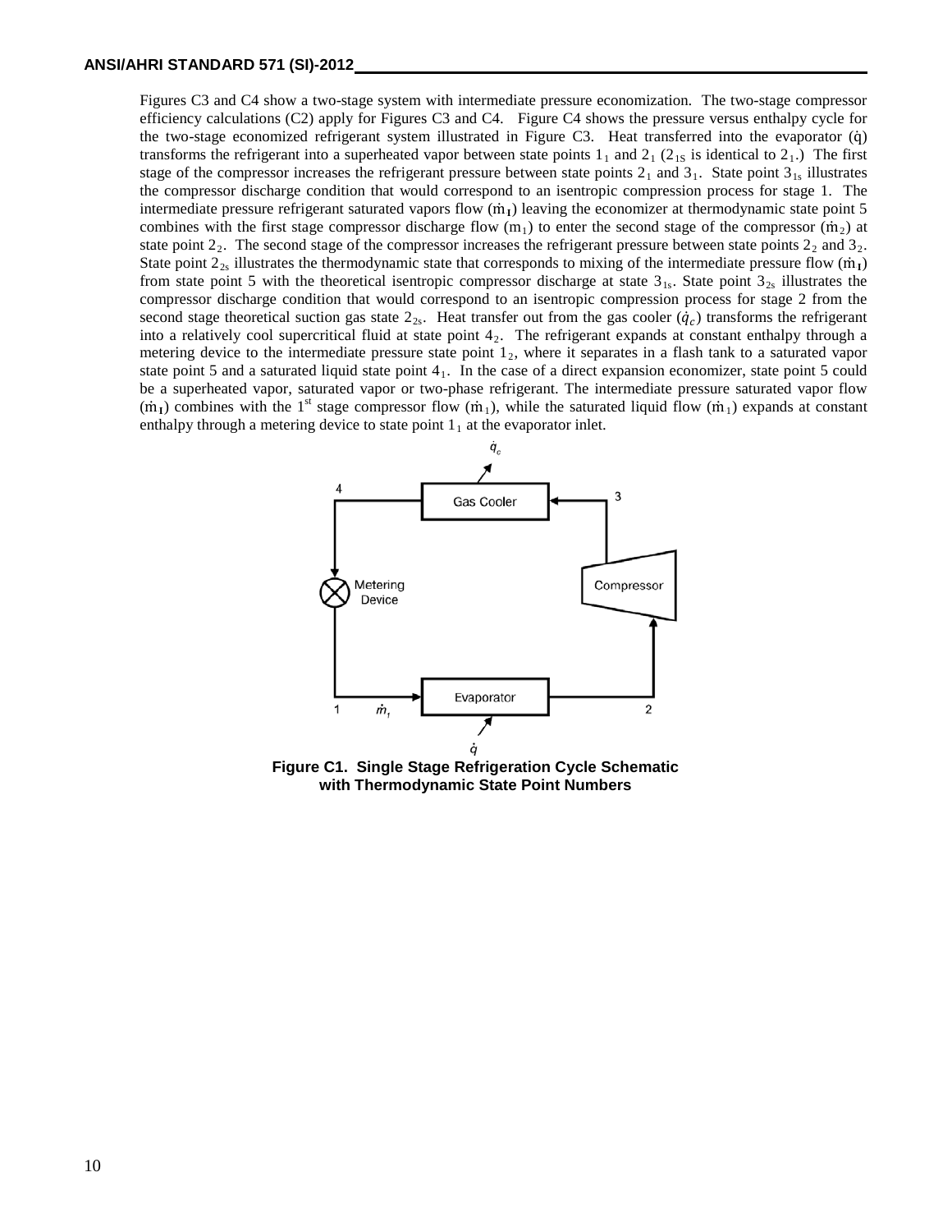Figures C3 and C4 show a two-stage system with intermediate pressure economization. The two-stage compressor efficiency calculations (C2) apply for Figures C3 and C4. Figure C4 shows the pressure versus enthalpy cycle for the two-stage economized refrigerant system illustrated in Figure C3. Heat transferred into the evaporator ($\dot{q}$) transforms the refrigerant into a superheated vapor between state points $1_1$ and $2_1$ ($2_{1S}$ is identical to $2_1$.) The first stage of the compressor increases the refrigerant pressure between state points $2_1$ and $3_1$. State point $3_{1s}$ illustrates the compressor discharge condition that would correspond to an isentropic compression process for stage 1. The intermediate pressure refrigerant saturated vapors flow ($\dot{m}_I$) leaving the economizer at thermodynamic state point 5 combines with the first stage compressor discharge flow ($m_1$) to enter the second stage of the compressor ($\dot{m}_2$) at state point $2_2$. The second stage of the compressor increases the refrigerant pressure between state points $2_2$ and $3_2$. State point $2_{2s}$ illustrates the thermodynamic state that corresponds to mixing of the intermediate pressure flow ($\dot{m}_I$) from state point 5 with the theoretical isentropic compressor discharge at state $3_{1s}$. State point $3_{2s}$ illustrates the compressor discharge condition that would correspond to an isentropic compression process for stage 2 from the second stage theoretical suction gas state $2_{2s}$. Heat transfer out from the gas cooler ($\dot{q}_c$) transforms the refrigerant into a relatively cool supercritical fluid at state point $4_2$. The refrigerant expands at constant enthalpy through a metering device to the intermediate pressure state point $1_2$, where it separates in a flash tank to a saturated vapor state point 5 and a saturated liquid state point $4_1$. In the case of a direct expansion economizer, state point 5 could be a superheated vapor, saturated vapor or two-phase refrigerant. The intermediate pressure saturated vapor flow ($\dot{m}_I$) combines with the 1st stage compressor flow ($\dot{m}_1$), while the saturated liquid flow ($\dot{m}_1$) expands at constant enthalpy through a metering device to state point $1_1$ at the evaporator inlet.

**Figure C1. Single Stage Refrigeration Cycle Schematic with Thermodynamic State Point Numbers**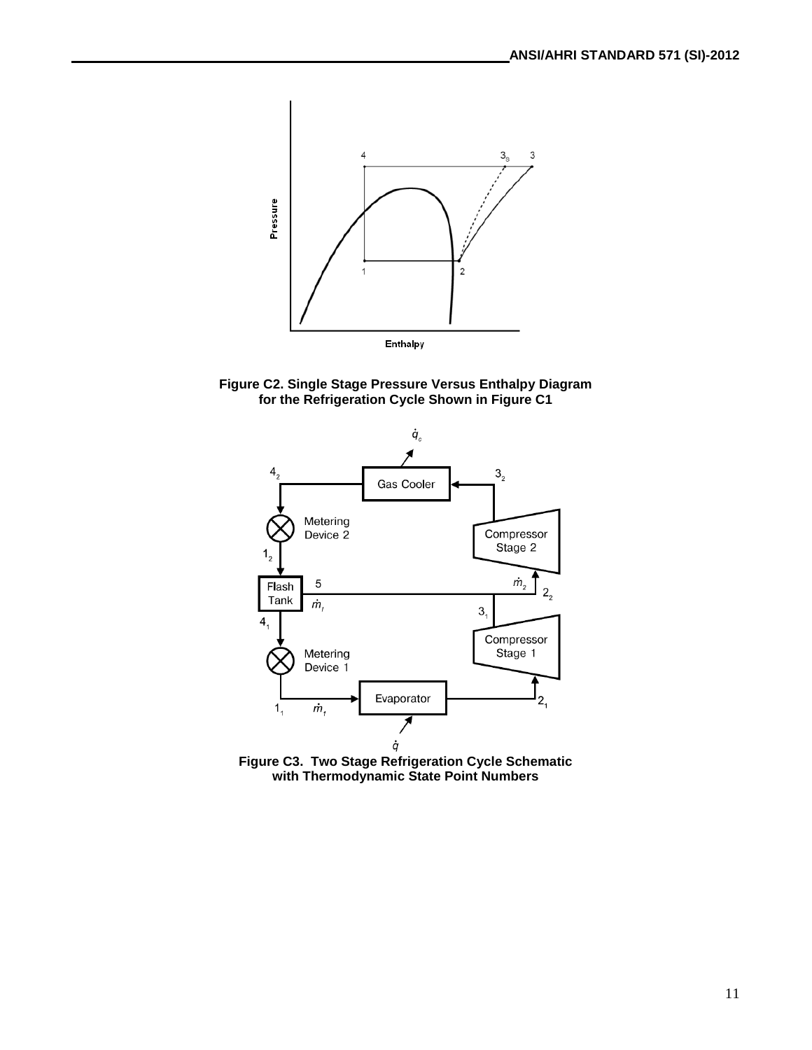**Figure C2. Single Stage Pressure Versus Enthalpy Diagram for the Refrigeration Cycle Shown in Figure C1**

**Figure C3. Two Stage Refrigeration Cycle Schematic with Thermodynamic State Point Numbers**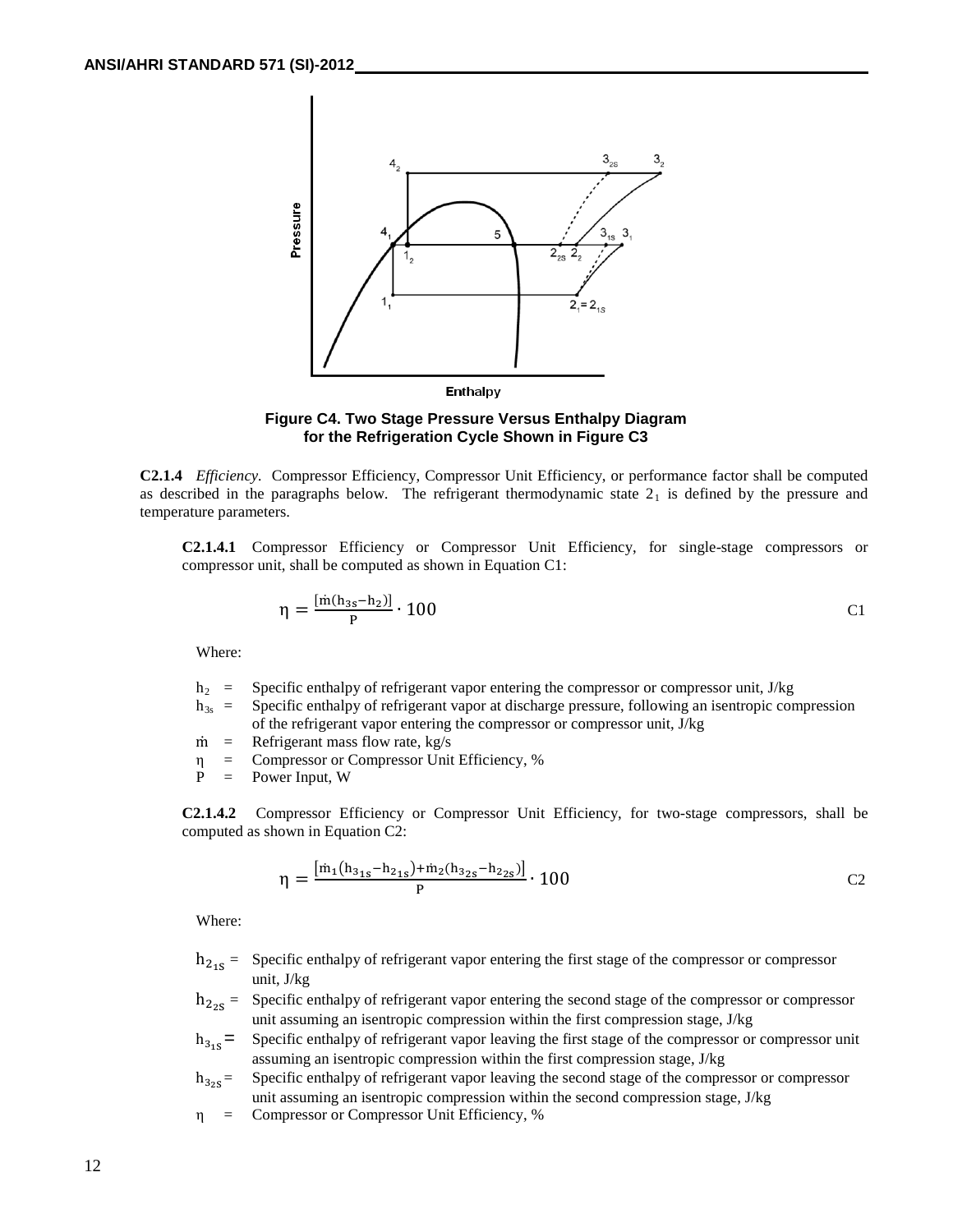**Figure C4. Two Stage Pressure Versus Enthalpy Diagram for the Refrigeration Cycle Shown in Figure C3**

**C2.1.4** *Efficiency.* Compressor Efficiency, Compressor Unit Efficiency, or performance factor shall be computed as described in the paragraphs below. The refrigerant thermodynamic state $2_1$ is defined by the pressure and temperature parameters.

**C2.1.4.1** Compressor Efficiency or Compressor Unit Efficiency, for single-stage compressors or compressor unit, shall be computed as shown in Equation C1:

$$\eta = \frac{[\dot{m}(h_{3s} - h_2)]}{P} \cdot 100 \qquad \text{C1}$$

Where:

- $h_2$ = Specific enthalpy of refrigerant vapor entering the compressor or compressor unit, J/kg
- $h_{3s}$ = Specific enthalpy of refrigerant vapor at discharge pressure, following an isentropic compression of the refrigerant vapor entering the compressor or compressor unit, J/kg
- $\dot{m}$ = Refrigerant mass flow rate, kg/s
- $\eta$ = Compressor or Compressor Unit Efficiency, %
- $P$ = Power Input, W

**C2.1.4.2** Compressor Efficiency or Compressor Unit Efficiency, for two-stage compressors, shall be computed as shown in Equation C2:

$$\eta = \frac{\left[\dot{m}_1\left(h_{3_{1S}} - h_{2_{1S}}\right) + \dot{m}_2\left(h_{3_{2S}} - h_{2_{2S}}\right)\right]}{P} \cdot 100 \qquad \text{C2}$$

Where:

- $h_{2_{1S}}$ = Specific enthalpy of refrigerant vapor entering the first stage of the compressor or compressor unit, J/kg
- $h_{2_{2S}}$ = Specific enthalpy of refrigerant vapor entering the second stage of the compressor or compressor unit assuming an isentropic compression within the first compression stage, J/kg
- $h_{3_{1S}}$ = Specific enthalpy of refrigerant vapor leaving the first stage of the compressor or compressor unit assuming an isentropic compression within the first compression stage, J/kg
- $h_{3_{2S}}$ = Specific enthalpy of refrigerant vapor leaving the second stage of the compressor or compressor unit assuming an isentropic compression within the second compression stage, J/kg
- $\eta$ = Compressor or Compressor Unit Efficiency, %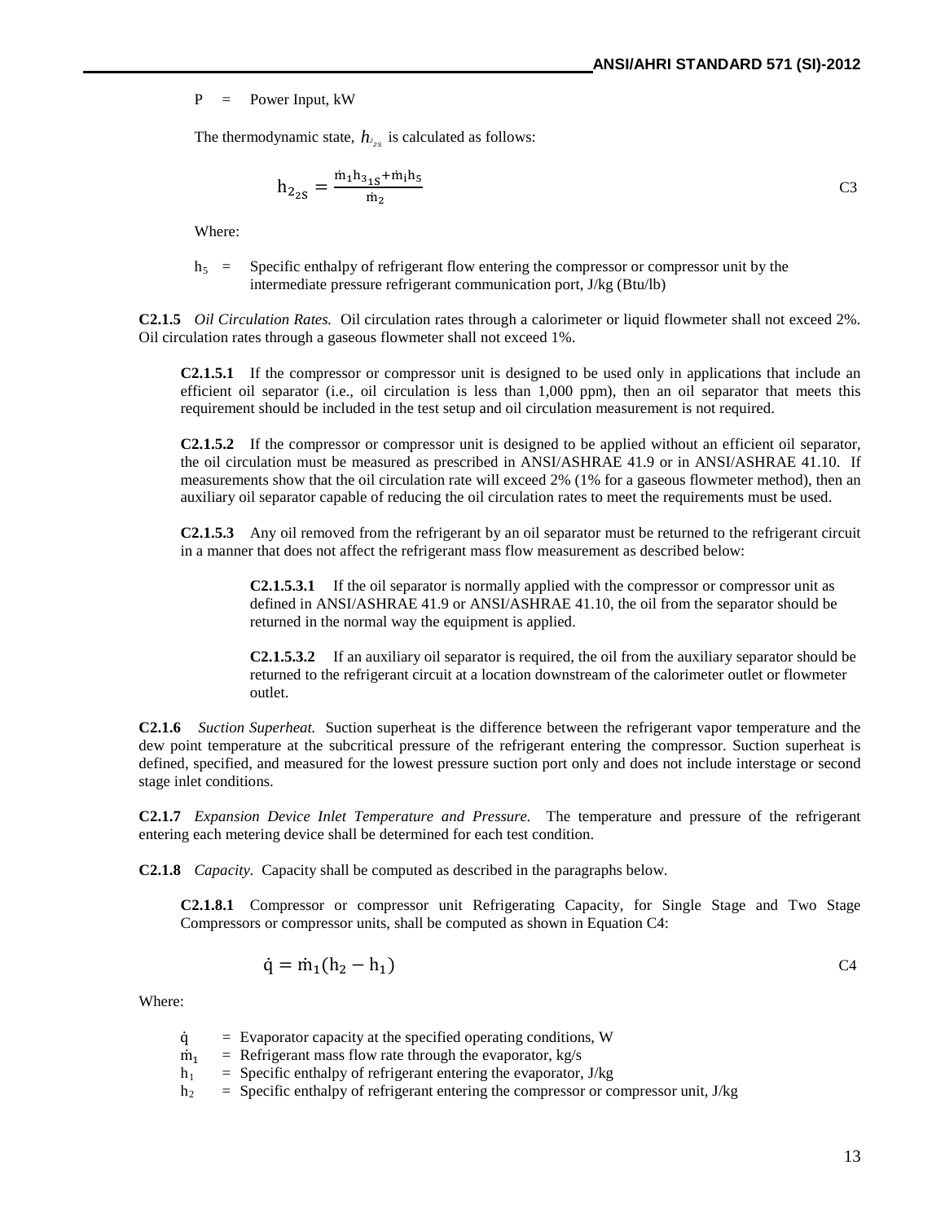P = Power Input, kW

The thermodynamic state, $h_{2_{2s}}$ is calculated as follows:

$$h_{2_{2S}} = \frac{\dot{m}_1 h_{3_{1S}} + \dot{m}_i h_5}{\dot{m}_2} \qquad \text{C3}$$

Where:

$h_5$ = Specific enthalpy of refrigerant flow entering the compressor or compressor unit by the intermediate pressure refrigerant communication port, J/kg (Btu/lb)

**C2.1.5** *Oil Circulation Rates.* Oil circulation rates through a calorimeter or liquid flowmeter shall not exceed 2%. Oil circulation rates through a gaseous flowmeter shall not exceed 1%.

**C2.1.5.1** If the compressor or compressor unit is designed to be used only in applications that include an efficient oil separator (i.e., oil circulation is less than 1,000 ppm), then an oil separator that meets this requirement should be included in the test setup and oil circulation measurement is not required.

**C2.1.5.2** If the compressor or compressor unit is designed to be applied without an efficient oil separator, the oil circulation must be measured as prescribed in ANSI/ASHRAE 41.9 or in ANSI/ASHRAE 41.10. If measurements show that the oil circulation rate will exceed 2% (1% for a gaseous flowmeter method), then an auxiliary oil separator capable of reducing the oil circulation rates to meet the requirements must be used.

**C2.1.5.3** Any oil removed from the refrigerant by an oil separator must be returned to the refrigerant circuit in a manner that does not affect the refrigerant mass flow measurement as described below:

**C2.1.5.3.1** If the oil separator is normally applied with the compressor or compressor unit as defined in ANSI/ASHRAE 41.9 or ANSI/ASHRAE 41.10, the oil from the separator should be returned in the normal way the equipment is applied.

**C2.1.5.3.2** If an auxiliary oil separator is required, the oil from the auxiliary separator should be returned to the refrigerant circuit at a location downstream of the calorimeter outlet or flowmeter outlet.

**C2.1.6** *Suction Superheat.* Suction superheat is the difference between the refrigerant vapor temperature and the dew point temperature at the subcritical pressure of the refrigerant entering the compressor. Suction superheat is defined, specified, and measured for the lowest pressure suction port only and does not include interstage or second stage inlet conditions.

**C2.1.7** *Expansion Device Inlet Temperature and Pressure.* The temperature and pressure of the refrigerant entering each metering device shall be determined for each test condition.

**C2.1.8** *Capacity.* Capacity shall be computed as described in the paragraphs below.

**C2.1.8.1** Compressor or compressor unit Refrigerating Capacity, for Single Stage and Two Stage Compressors or compressor units, shall be computed as shown in Equation C4:

$$\dot{q} = \dot{m}_1 (h_2 - h_1) \qquad \text{C4}$$

Where:

$\dot{q}$ = Evaporator capacity at the specified operating conditions, W
$\dot{m}_1$ = Refrigerant mass flow rate through the evaporator, kg/s
$h_1$ = Specific enthalpy of refrigerant entering the evaporator, J/kg
$h_2$ = Specific enthalpy of refrigerant entering the compressor or compressor unit, J/kg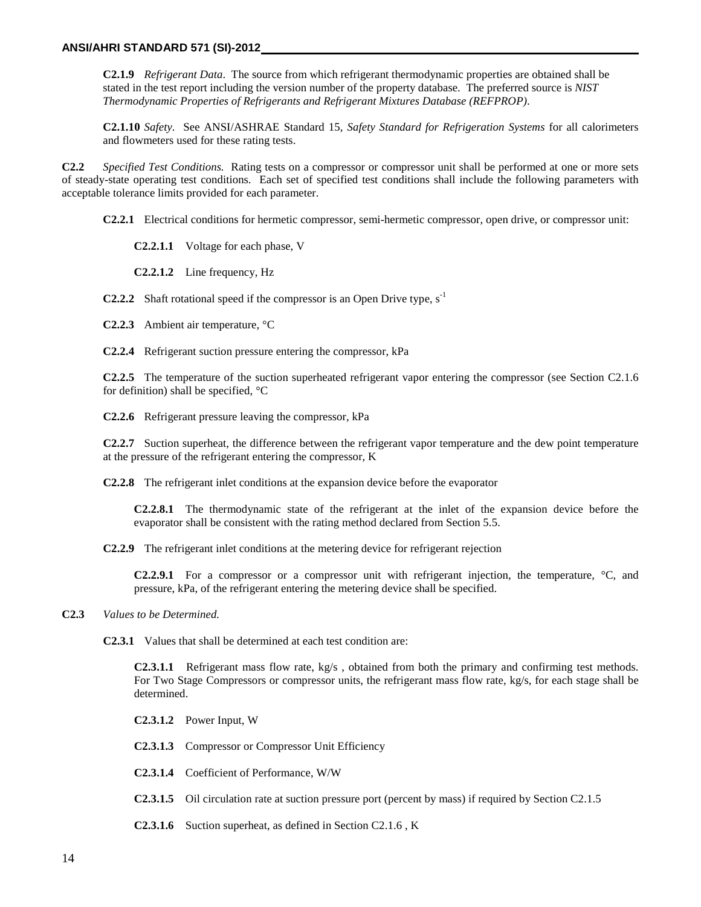**C2.1.9** *Refrigerant Data*. The source from which refrigerant thermodynamic properties are obtained shall be stated in the test report including the version number of the property database. The preferred source is *NIST Thermodynamic Properties of Refrigerants and Refrigerant Mixtures Database (REFPROP)*.

**C2.1.10** *Safety*. See ANSI/ASHRAE Standard 15, *Safety Standard for Refrigeration Systems* for all calorimeters and flowmeters used for these rating tests.

**C2.2** *Specified Test Conditions.* Rating tests on a compressor or compressor unit shall be performed at one or more sets of steady-state operating test conditions. Each set of specified test conditions shall include the following parameters with acceptable tolerance limits provided for each parameter.

**C2.2.1** Electrical conditions for hermetic compressor, semi-hermetic compressor, open drive, or compressor unit:

**C2.2.1.1** Voltage for each phase, V

**C2.2.1.2** Line frequency, Hz

**C2.2.2** Shaft rotational speed if the compressor is an Open Drive type, $s^{-1}$

**C2.2.3** Ambient air temperature, °C

**C2.2.4** Refrigerant suction pressure entering the compressor, kPa

**C2.2.5** The temperature of the suction superheated refrigerant vapor entering the compressor (see Section C2.1.6 for definition) shall be specified, °C

**C2.2.6** Refrigerant pressure leaving the compressor, kPa

**C2.2.7** Suction superheat, the difference between the refrigerant vapor temperature and the dew point temperature at the pressure of the refrigerant entering the compressor, K

**C2.2.8** The refrigerant inlet conditions at the expansion device before the evaporator

**C2.2.8.1** The thermodynamic state of the refrigerant at the inlet of the expansion device before the evaporator shall be consistent with the rating method declared from Section 5.5.

**C2.2.9** The refrigerant inlet conditions at the metering device for refrigerant rejection

**C2.2.9.1** For a compressor or a compressor unit with refrigerant injection, the temperature, °C, and pressure, kPa, of the refrigerant entering the metering device shall be specified.

**C2.3** *Values to be Determined.*

**C2.3.1** Values that shall be determined at each test condition are:

**C2.3.1.1** Refrigerant mass flow rate, kg/s , obtained from both the primary and confirming test methods. For Two Stage Compressors or compressor units, the refrigerant mass flow rate, kg/s, for each stage shall be determined.

**C2.3.1.2** Power Input, W

**C2.3.1.3** Compressor or Compressor Unit Efficiency

**C2.3.1.4** Coefficient of Performance, W/W

**C2.3.1.5** Oil circulation rate at suction pressure port (percent by mass) if required by Section C2.1.5

**C2.3.1.6** Suction superheat, as defined in Section C2.1.6 , K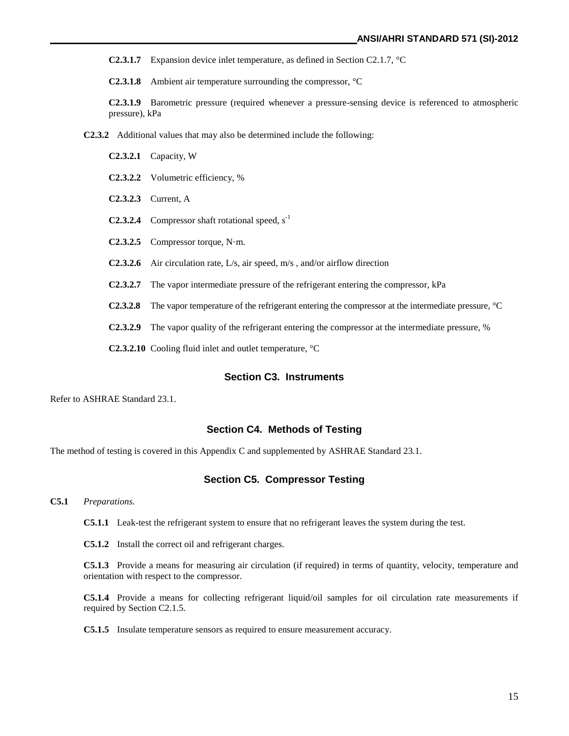**C2.3.1.7** Expansion device inlet temperature, as defined in Section C2.1.7, °C

**C2.3.1.8** Ambient air temperature surrounding the compressor, °C

**C2.3.1.9** Barometric pressure (required whenever a pressure-sensing device is referenced to atmospheric pressure), kPa

**C2.3.2** Additional values that may also be determined include the following:

**C2.3.2.1** Capacity, W

**C2.3.2.2** Volumetric efficiency, %

**C2.3.2.3** Current, A

**C2.3.2.4** Compressor shaft rotational speed, $s^{-1}$

**C2.3.2.5** Compressor torque, N·m.

**C2.3.2.6** Air circulation rate, L/s, air speed, m/s , and/or airflow direction

**C2.3.2.7** The vapor intermediate pressure of the refrigerant entering the compressor, kPa

**C2.3.2.8** The vapor temperature of the refrigerant entering the compressor at the intermediate pressure, °C

**C2.3.2.9** The vapor quality of the refrigerant entering the compressor at the intermediate pressure, %

**C2.3.2.10** Cooling fluid inlet and outlet temperature, °C

## Section C3. Instruments

Refer to ASHRAE Standard 23.1.

## Section C4. Methods of Testing

The method of testing is covered in this Appendix C and supplemented by ASHRAE Standard 23.1.

## Section C5. Compressor Testing

**C5.1** *Preparations.*

**C5.1.1** Leak-test the refrigerant system to ensure that no refrigerant leaves the system during the test.

**C5.1.2** Install the correct oil and refrigerant charges.

**C5.1.3** Provide a means for measuring air circulation (if required) in terms of quantity, velocity, temperature and orientation with respect to the compressor.

**C5.1.4** Provide a means for collecting refrigerant liquid/oil samples for oil circulation rate measurements if required by Section C2.1.5.

**C5.1.5** Insulate temperature sensors as required to ensure measurement accuracy.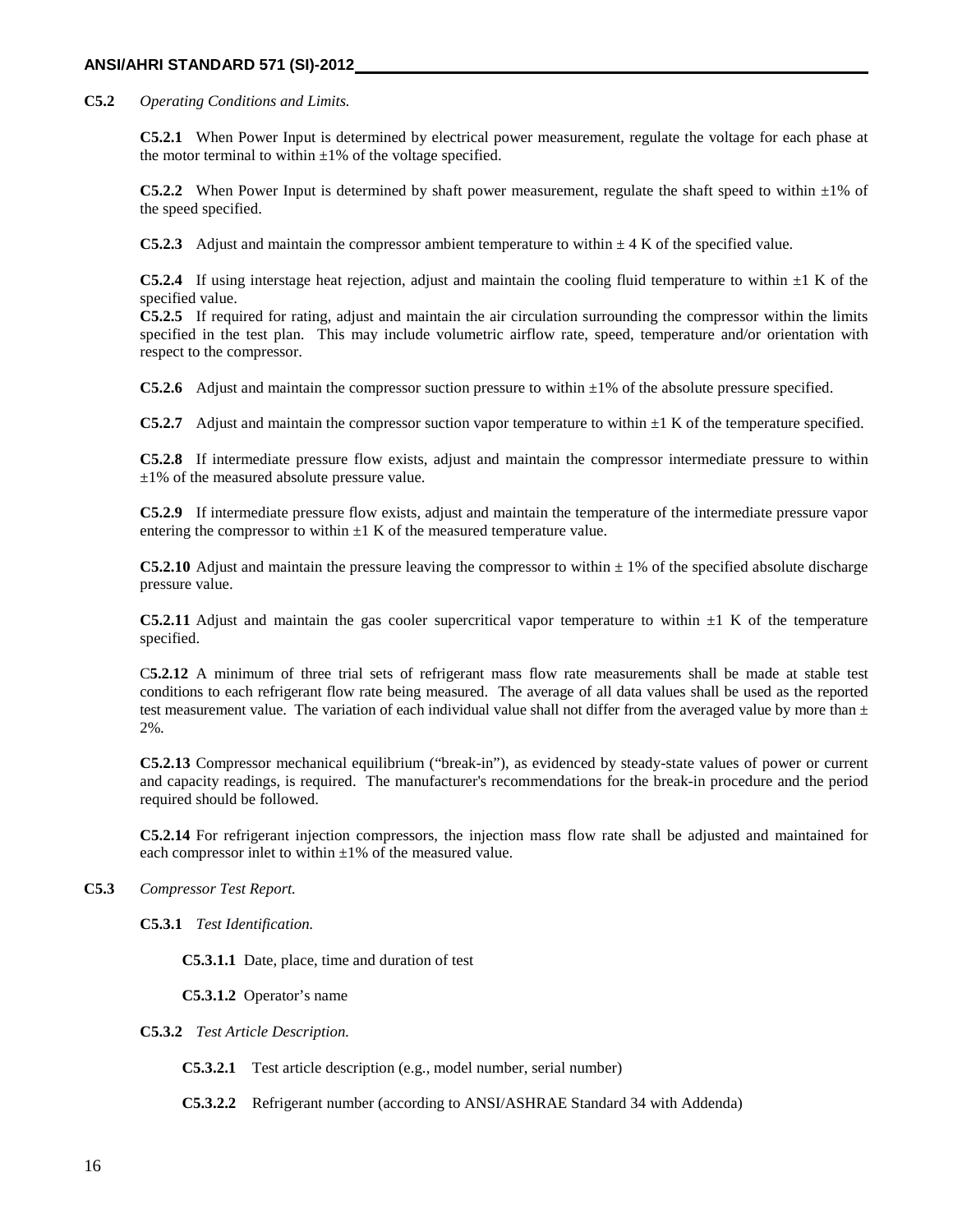**C5.2** *Operating Conditions and Limits.*

**C5.2.1** When Power Input is determined by electrical power measurement, regulate the voltage for each phase at the motor terminal to within ±1% of the voltage specified.

**C5.2.2** When Power Input is determined by shaft power measurement, regulate the shaft speed to within ±1% of the speed specified.

**C5.2.3** Adjust and maintain the compressor ambient temperature to within ± 4 K of the specified value.

**C5.2.4** If using interstage heat rejection, adjust and maintain the cooling fluid temperature to within ±1 K of the specified value.

**C5.2.5** If required for rating, adjust and maintain the air circulation surrounding the compressor within the limits specified in the test plan. This may include volumetric airflow rate, speed, temperature and/or orientation with respect to the compressor.

**C5.2.6** Adjust and maintain the compressor suction pressure to within ±1% of the absolute pressure specified.

**C5.2.7** Adjust and maintain the compressor suction vapor temperature to within ±1 K of the temperature specified.

**C5.2.8** If intermediate pressure flow exists, adjust and maintain the compressor intermediate pressure to within ±1% of the measured absolute pressure value.

**C5.2.9** If intermediate pressure flow exists, adjust and maintain the temperature of the intermediate pressure vapor entering the compressor to within ±1 K of the measured temperature value.

**C5.2.10** Adjust and maintain the pressure leaving the compressor to within ± 1% of the specified absolute discharge pressure value.

**C5.2.11** Adjust and maintain the gas cooler supercritical vapor temperature to within ±1 K of the temperature specified.

**C5.2.12** A minimum of three trial sets of refrigerant mass flow rate measurements shall be made at stable test conditions to each refrigerant flow rate being measured. The average of all data values shall be used as the reported test measurement value. The variation of each individual value shall not differ from the averaged value by more than ± 2%.

**C5.2.13** Compressor mechanical equilibrium ("break-in"), as evidenced by steady-state values of power or current and capacity readings, is required. The manufacturer's recommendations for the break-in procedure and the period required should be followed.

**C5.2.14** For refrigerant injection compressors, the injection mass flow rate shall be adjusted and maintained for each compressor inlet to within ±1% of the measured value.

**C5.3** *Compressor Test Report.*

**C5.3.1** *Test Identification.*

**C5.3.1.1** Date, place, time and duration of test

**C5.3.1.2** Operator's name

**C5.3.2** *Test Article Description.*

**C5.3.2.1** Test article description (e.g., model number, serial number)

**C5.3.2.2** Refrigerant number (according to ANSI/ASHRAE Standard 34 with Addenda)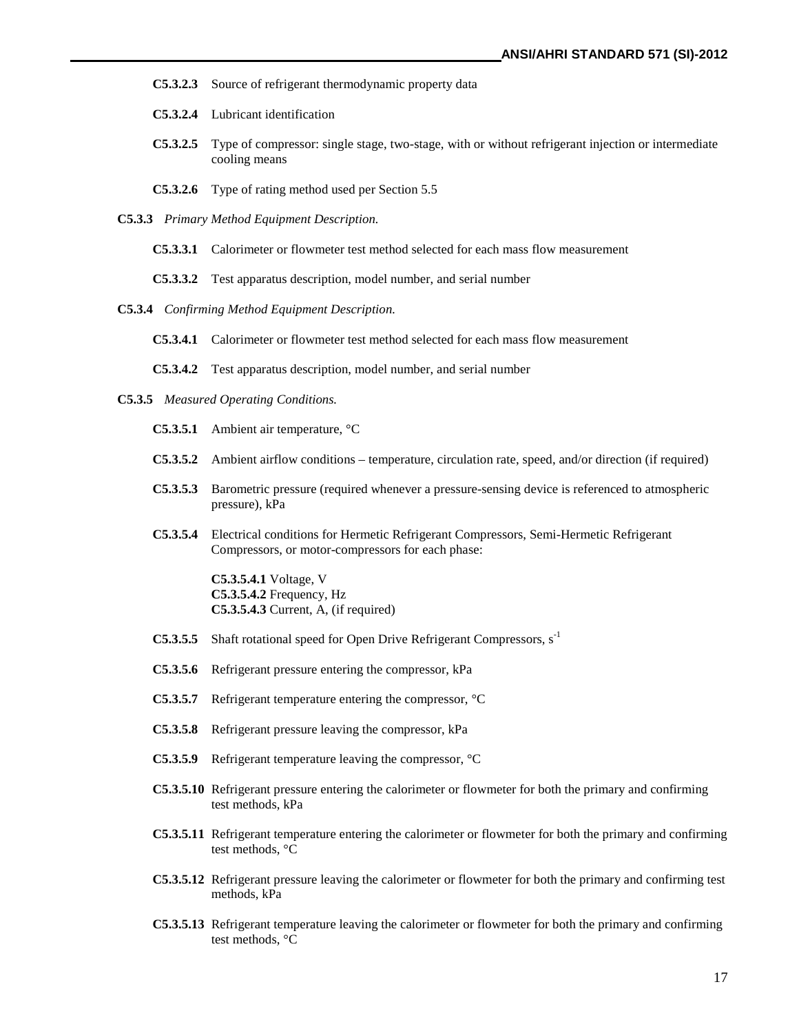**C5.3.2.3** Source of refrigerant thermodynamic property data

**C5.3.2.4** Lubricant identification

**C5.3.2.5** Type of compressor: single stage, two-stage, with or without refrigerant injection or intermediate cooling means

**C5.3.2.6** Type of rating method used per Section 5.5

**C5.3.3** *Primary Method Equipment Description.*

**C5.3.3.1** Calorimeter or flowmeter test method selected for each mass flow measurement

**C5.3.3.2** Test apparatus description, model number, and serial number

**C5.3.4** *Confirming Method Equipment Description.*

**C5.3.4.1** Calorimeter or flowmeter test method selected for each mass flow measurement

**C5.3.4.2** Test apparatus description, model number, and serial number

**C5.3.5** *Measured Operating Conditions.*

**C5.3.5.1** Ambient air temperature, °C

**C5.3.5.2** Ambient airflow conditions – temperature, circulation rate, speed, and/or direction (if required)

**C5.3.5.3** Barometric pressure (required whenever a pressure-sensing device is referenced to atmospheric pressure), kPa

**C5.3.5.4** Electrical conditions for Hermetic Refrigerant Compressors, Semi-Hermetic Refrigerant Compressors, or motor-compressors for each phase:

**C5.3.5.4.1** Voltage, V
**C5.3.5.4.2** Frequency, Hz
**C5.3.5.4.3** Current, A, (if required)

**C5.3.5.5** Shaft rotational speed for Open Drive Refrigerant Compressors, $s^{-1}$

**C5.3.5.6** Refrigerant pressure entering the compressor, kPa

**C5.3.5.7** Refrigerant temperature entering the compressor, °C

**C5.3.5.8** Refrigerant pressure leaving the compressor, kPa

**C5.3.5.9** Refrigerant temperature leaving the compressor, °C

**C5.3.5.10** Refrigerant pressure entering the calorimeter or flowmeter for both the primary and confirming test methods, kPa

**C5.3.5.11** Refrigerant temperature entering the calorimeter or flowmeter for both the primary and confirming test methods, °C

**C5.3.5.12** Refrigerant pressure leaving the calorimeter or flowmeter for both the primary and confirming test methods, kPa

**C5.3.5.13** Refrigerant temperature leaving the calorimeter or flowmeter for both the primary and confirming test methods, °C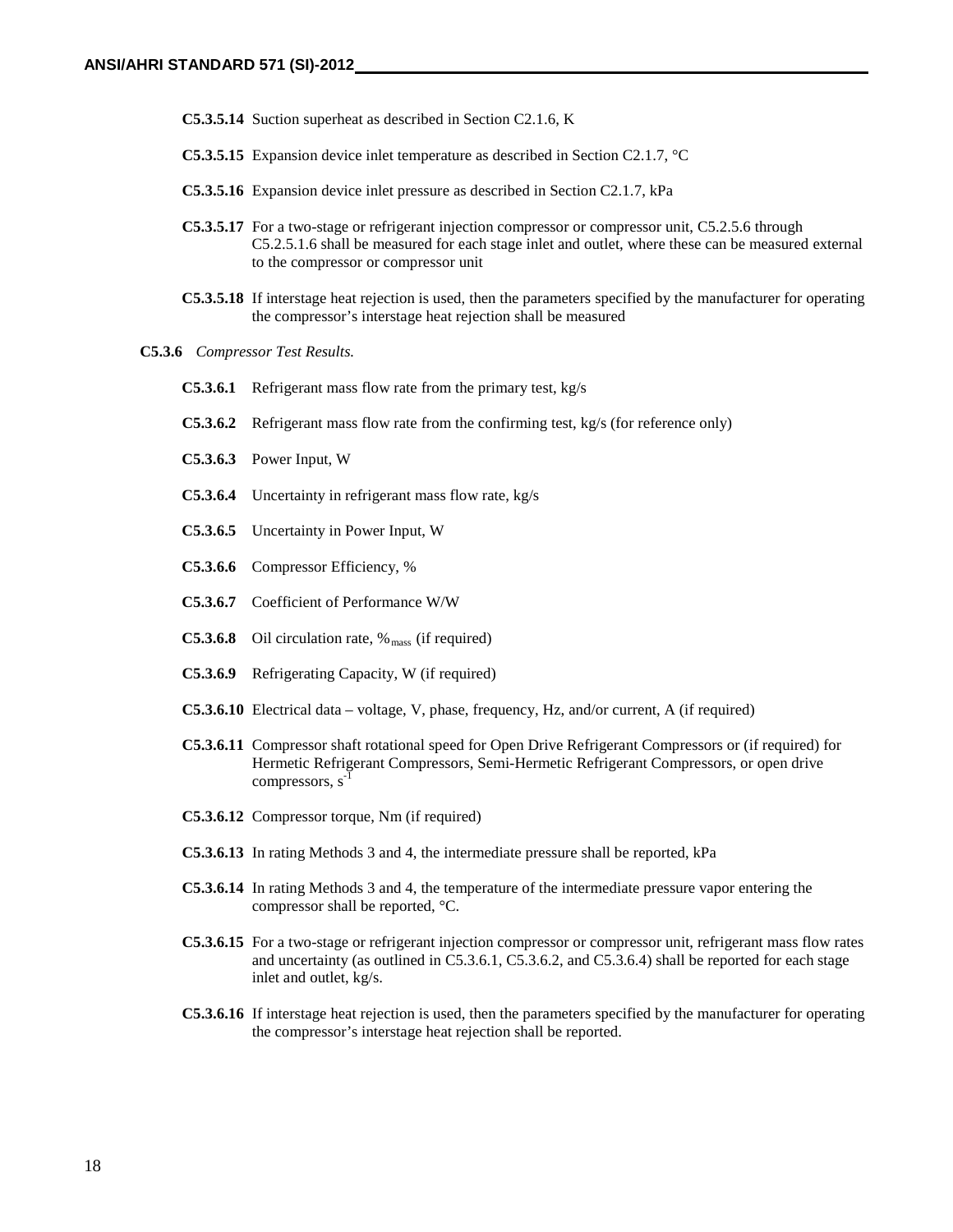**C5.3.5.14** Suction superheat as described in Section C2.1.6, K

**C5.3.5.15** Expansion device inlet temperature as described in Section C2.1.7, °C

**C5.3.5.16** Expansion device inlet pressure as described in Section C2.1.7, kPa

**C5.3.5.17** For a two-stage or refrigerant injection compressor or compressor unit, C5.2.5.6 through C5.2.5.1.6 shall be measured for each stage inlet and outlet, where these can be measured external to the compressor or compressor unit

**C5.3.5.18** If interstage heat rejection is used, then the parameters specified by the manufacturer for operating the compressor's interstage heat rejection shall be measured

**C5.3.6** *Compressor Test Results.*

**C5.3.6.1** Refrigerant mass flow rate from the primary test, kg/s

**C5.3.6.2** Refrigerant mass flow rate from the confirming test, kg/s (for reference only)

**C5.3.6.3** Power Input, W

**C5.3.6.4** Uncertainty in refrigerant mass flow rate, kg/s

**C5.3.6.5** Uncertainty in Power Input, W

**C5.3.6.6** Compressor Efficiency, %

**C5.3.6.7** Coefficient of Performance W/W

**C5.3.6.8** Oil circulation rate, $\%_{mass}$ (if required)

**C5.3.6.9** Refrigerating Capacity, W (if required)

**C5.3.6.10** Electrical data – voltage, V, phase, frequency, Hz, and/or current, A (if required)

**C5.3.6.11** Compressor shaft rotational speed for Open Drive Refrigerant Compressors or (if required) for Hermetic Refrigerant Compressors, Semi-Hermetic Refrigerant Compressors, or open drive compressors, $s^{-1}$

**C5.3.6.12** Compressor torque, Nm (if required)

**C5.3.6.13** In rating Methods 3 and 4, the intermediate pressure shall be reported, kPa

**C5.3.6.14** In rating Methods 3 and 4, the temperature of the intermediate pressure vapor entering the compressor shall be reported, °C.

**C5.3.6.15** For a two-stage or refrigerant injection compressor or compressor unit, refrigerant mass flow rates and uncertainty (as outlined in C5.3.6.1, C5.3.6.2, and C5.3.6.4) shall be reported for each stage inlet and outlet, kg/s.

**C5.3.6.16** If interstage heat rejection is used, then the parameters specified by the manufacturer for operating the compressor's interstage heat rejection shall be reported.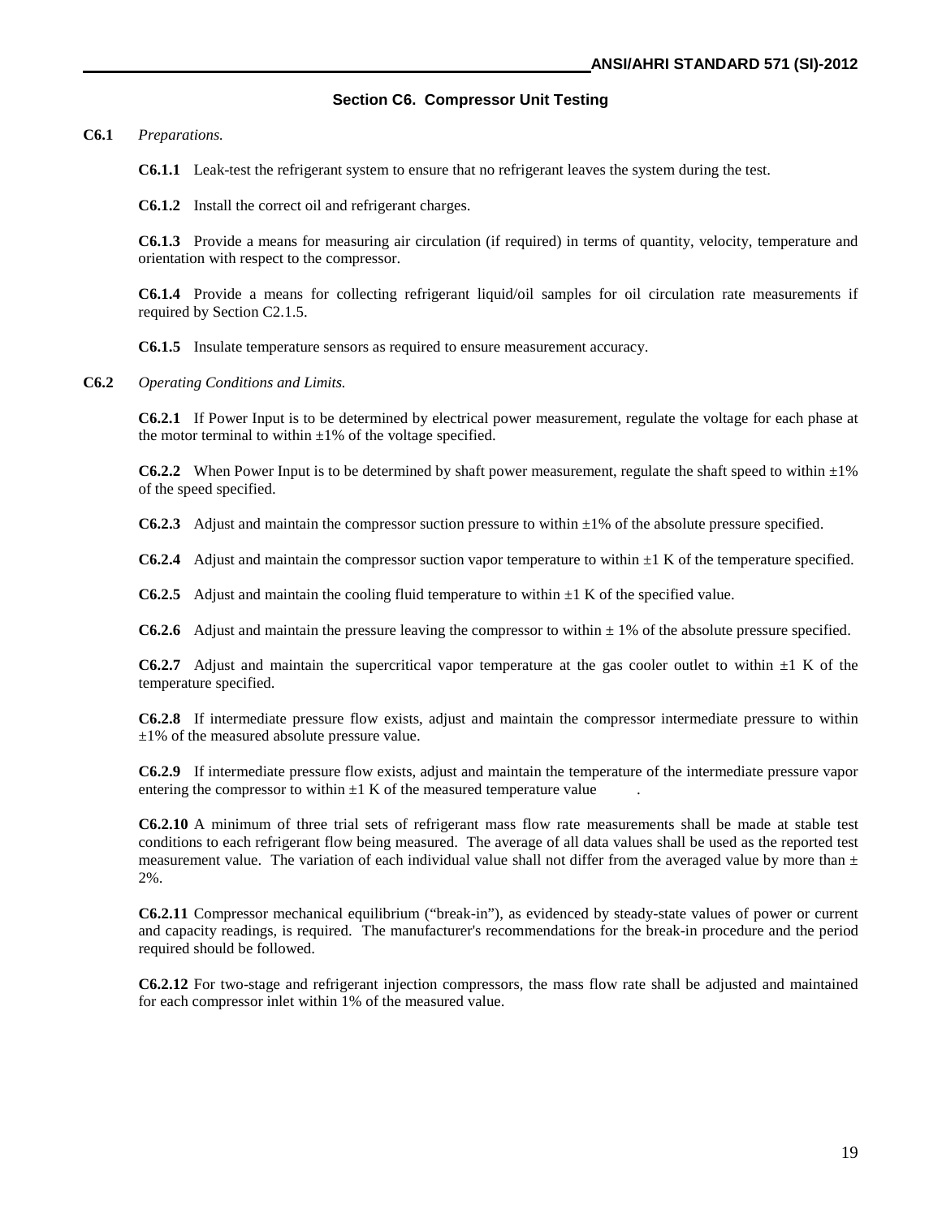## Section C6. Compressor Unit Testing

**C6.1** *Preparations.*

**C6.1.1** Leak-test the refrigerant system to ensure that no refrigerant leaves the system during the test.

**C6.1.2** Install the correct oil and refrigerant charges.

**C6.1.3** Provide a means for measuring air circulation (if required) in terms of quantity, velocity, temperature and orientation with respect to the compressor.

**C6.1.4** Provide a means for collecting refrigerant liquid/oil samples for oil circulation rate measurements if required by Section C2.1.5.

**C6.1.5** Insulate temperature sensors as required to ensure measurement accuracy.

**C6.2** *Operating Conditions and Limits.*

**C6.2.1** If Power Input is to be determined by electrical power measurement, regulate the voltage for each phase at the motor terminal to within ±1% of the voltage specified.

**C6.2.2** When Power Input is to be determined by shaft power measurement, regulate the shaft speed to within ±1% of the speed specified.

**C6.2.3** Adjust and maintain the compressor suction pressure to within ±1% of the absolute pressure specified.

**C6.2.4** Adjust and maintain the compressor suction vapor temperature to within ±1 K of the temperature specified.

**C6.2.5** Adjust and maintain the cooling fluid temperature to within ±1 K of the specified value.

**C6.2.6** Adjust and maintain the pressure leaving the compressor to within ± 1% of the absolute pressure specified.

**C6.2.7** Adjust and maintain the supercritical vapor temperature at the gas cooler outlet to within ±1 K of the temperature specified.

**C6.2.8** If intermediate pressure flow exists, adjust and maintain the compressor intermediate pressure to within ±1% of the measured absolute pressure value.

**C6.2.9** If intermediate pressure flow exists, adjust and maintain the temperature of the intermediate pressure vapor entering the compressor to within ±1 K of the measured temperature value.

**C6.2.10** A minimum of three trial sets of refrigerant mass flow rate measurements shall be made at stable test conditions to each refrigerant flow being measured. The average of all data values shall be used as the reported test measurement value. The variation of each individual value shall not differ from the averaged value by more than ± 2%.

**C6.2.11** Compressor mechanical equilibrium ("break-in"), as evidenced by steady-state values of power or current and capacity readings, is required. The manufacturer's recommendations for the break-in procedure and the period required should be followed.

**C6.2.12** For two-stage and refrigerant injection compressors, the mass flow rate shall be adjusted and maintained for each compressor inlet within 1% of the measured value.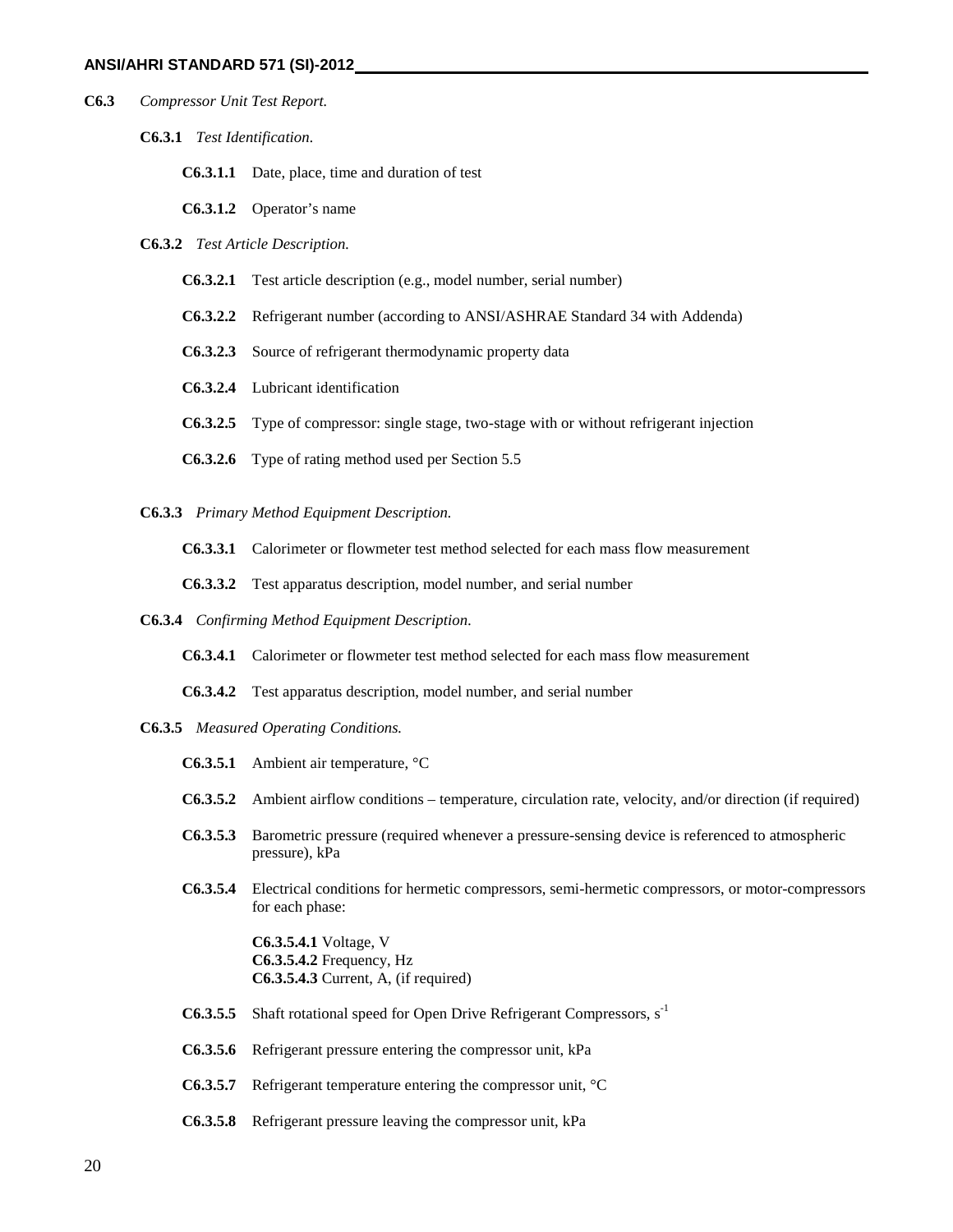**C6.3** *Compressor Unit Test Report.*

**C6.3.1** *Test Identification*.

**C6.3.1.1** Date, place, time and duration of test

**C6.3.1.2** Operator's name

**C6.3.2** *Test Article Description.*

**C6.3.2.1** Test article description (e.g., model number, serial number)

**C6.3.2.2** Refrigerant number (according to ANSI/ASHRAE Standard 34 with Addenda)

**C6.3.2.3** Source of refrigerant thermodynamic property data

**C6.3.2.4** Lubricant identification

**C6.3.2.5** Type of compressor: single stage, two-stage with or without refrigerant injection

**C6.3.2.6** Type of rating method used per Section 5.5

**C6.3.3** *Primary Method Equipment Description.*

**C6.3.3.1** Calorimeter or flowmeter test method selected for each mass flow measurement

**C6.3.3.2** Test apparatus description, model number, and serial number

**C6.3.4** *Confirming Method Equipment Description.*

**C6.3.4.1** Calorimeter or flowmeter test method selected for each mass flow measurement

**C6.3.4.2** Test apparatus description, model number, and serial number

**C6.3.5** *Measured Operating Conditions.*

**C6.3.5.1** Ambient air temperature, °C

**C6.3.5.2** Ambient airflow conditions – temperature, circulation rate, velocity, and/or direction (if required)

**C6.3.5.3** Barometric pressure (required whenever a pressure-sensing device is referenced to atmospheric pressure), kPa

**C6.3.5.4** Electrical conditions for hermetic compressors, semi-hermetic compressors, or motor-compressors for each phase:

**C6.3.5.4.1** Voltage, V
**C6.3.5.4.2** Frequency, Hz
**C6.3.5.4.3** Current, A, (if required)

**C6.3.5.5** Shaft rotational speed for Open Drive Refrigerant Compressors, $s^{-1}$

**C6.3.5.6** Refrigerant pressure entering the compressor unit, kPa

**C6.3.5.7** Refrigerant temperature entering the compressor unit, °C

**C6.3.5.8** Refrigerant pressure leaving the compressor unit, kPa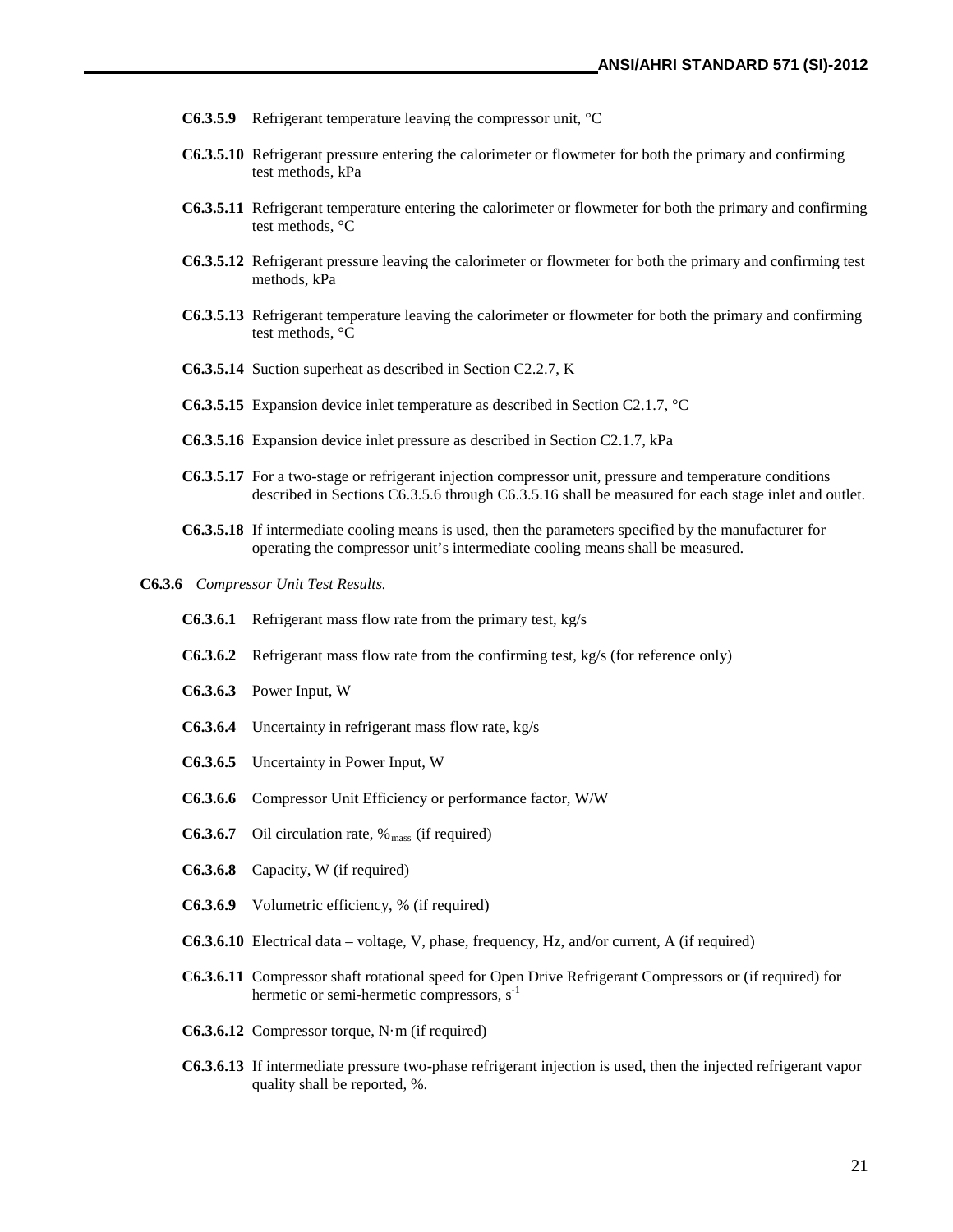**C6.3.5.9** Refrigerant temperature leaving the compressor unit, °C

**C6.3.5.10** Refrigerant pressure entering the calorimeter or flowmeter for both the primary and confirming test methods, kPa

**C6.3.5.11** Refrigerant temperature entering the calorimeter or flowmeter for both the primary and confirming test methods, °C

**C6.3.5.12** Refrigerant pressure leaving the calorimeter or flowmeter for both the primary and confirming test methods, kPa

**C6.3.5.13** Refrigerant temperature leaving the calorimeter or flowmeter for both the primary and confirming test methods, °C

**C6.3.5.14** Suction superheat as described in Section C2.2.7, K

**C6.3.5.15** Expansion device inlet temperature as described in Section C2.1.7, °C

**C6.3.5.16** Expansion device inlet pressure as described in Section C2.1.7, kPa

**C6.3.5.17** For a two-stage or refrigerant injection compressor unit, pressure and temperature conditions described in Sections C6.3.5.6 through C6.3.5.16 shall be measured for each stage inlet and outlet.

**C6.3.5.18** If intermediate cooling means is used, then the parameters specified by the manufacturer for operating the compressor unit's intermediate cooling means shall be measured.

**C6.3.6** *Compressor Unit Test Results.*

**C6.3.6.1** Refrigerant mass flow rate from the primary test, kg/s

**C6.3.6.2** Refrigerant mass flow rate from the confirming test, kg/s (for reference only)

**C6.3.6.3** Power Input, W

**C6.3.6.4** Uncertainty in refrigerant mass flow rate, kg/s

**C6.3.6.5** Uncertainty in Power Input, W

**C6.3.6.6** Compressor Unit Efficiency or performance factor, W/W

**C6.3.6.7** Oil circulation rate, $\%_{mass}$ (if required)

**C6.3.6.8** Capacity, W (if required)

**C6.3.6.9** Volumetric efficiency, % (if required)

**C6.3.6.10** Electrical data – voltage, V, phase, frequency, Hz, and/or current, A (if required)

**C6.3.6.11** Compressor shaft rotational speed for Open Drive Refrigerant Compressors or (if required) for hermetic or semi-hermetic compressors, $s^{-1}$

**C6.3.6.12** Compressor torque, N·m (if required)

**C6.3.6.13** If intermediate pressure two-phase refrigerant injection is used, then the injected refrigerant vapor quality shall be reported, %.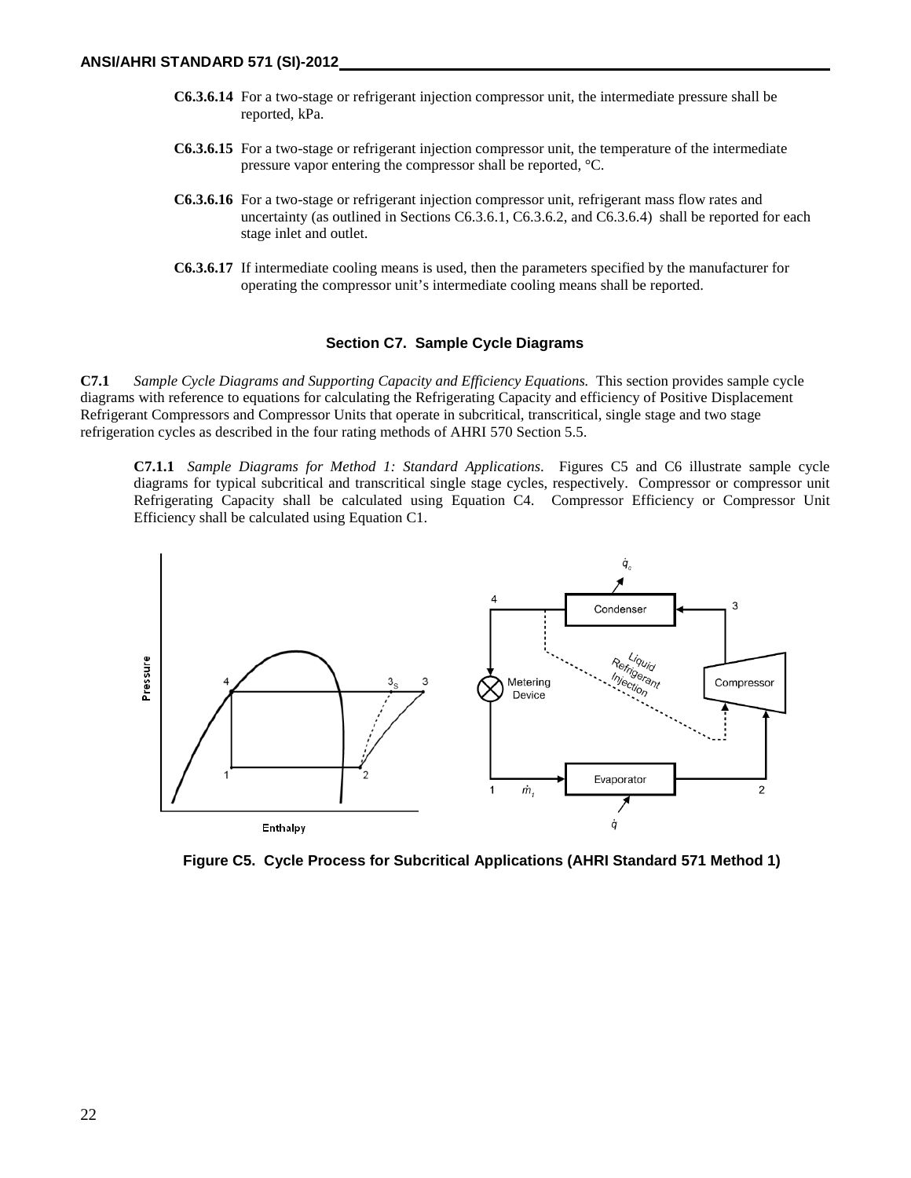**C6.3.6.14** For a two-stage or refrigerant injection compressor unit, the intermediate pressure shall be reported, kPa.

**C6.3.6.15** For a two-stage or refrigerant injection compressor unit, the temperature of the intermediate pressure vapor entering the compressor shall be reported, °C.

**C6.3.6.16** For a two-stage or refrigerant injection compressor unit, refrigerant mass flow rates and uncertainty (as outlined in Sections C6.3.6.1, C6.3.6.2, and C6.3.6.4) shall be reported for each stage inlet and outlet.

**C6.3.6.17** If intermediate cooling means is used, then the parameters specified by the manufacturer for operating the compressor unit's intermediate cooling means shall be reported.

## Section C7. Sample Cycle Diagrams

**C7.1** *Sample Cycle Diagrams and Supporting Capacity and Efficiency Equations.* This section provides sample cycle diagrams with reference to equations for calculating the Refrigerating Capacity and efficiency of Positive Displacement Refrigerant Compressors and Compressor Units that operate in subcritical, transcritical, single stage and two stage refrigeration cycles as described in the four rating methods of AHRI 570 Section 5.5.

**C7.1.1** *Sample Diagrams for Method 1: Standard Applications.* Figures C5 and C6 illustrate sample cycle diagrams for typical subcritical and transcritical single stage cycles, respectively. Compressor or compressor unit Refrigerating Capacity shall be calculated using Equation C4. Compressor Efficiency or Compressor Unit Efficiency shall be calculated using Equation C1.

**Figure C5. Cycle Process for Subcritical Applications (AHRI Standard 571 Method 1)**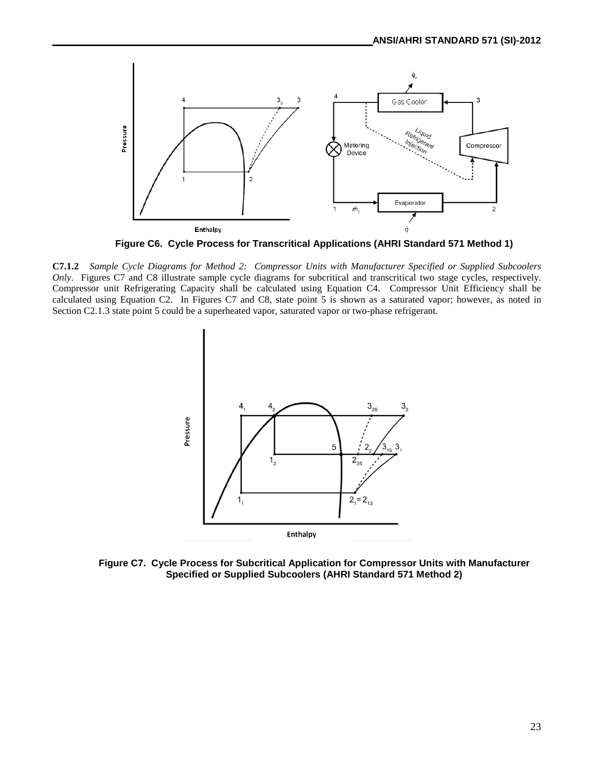**Figure C6. Cycle Process for Transcritical Applications (AHRI Standard 571 Method 1)**

**C7.1.2** *Sample Cycle Diagrams for Method 2: Compressor Units with Manufacturer Specified or Supplied Subcoolers Only*. Figures C7 and C8 illustrate sample cycle diagrams for subcritical and transcritical two stage cycles, respectively. Compressor unit Refrigerating Capacity shall be calculated using Equation C4. Compressor Unit Efficiency shall be calculated using Equation C2. In Figures C7 and C8, state point 5 is shown as a saturated vapor; however, as noted in Section C2.1.3 state point 5 could be a superheated vapor, saturated vapor or two-phase refrigerant.

**Figure C7. Cycle Process for Subcritical Application for Compressor Units with Manufacturer Specified or Supplied Subcoolers (AHRI Standard 571 Method 2)**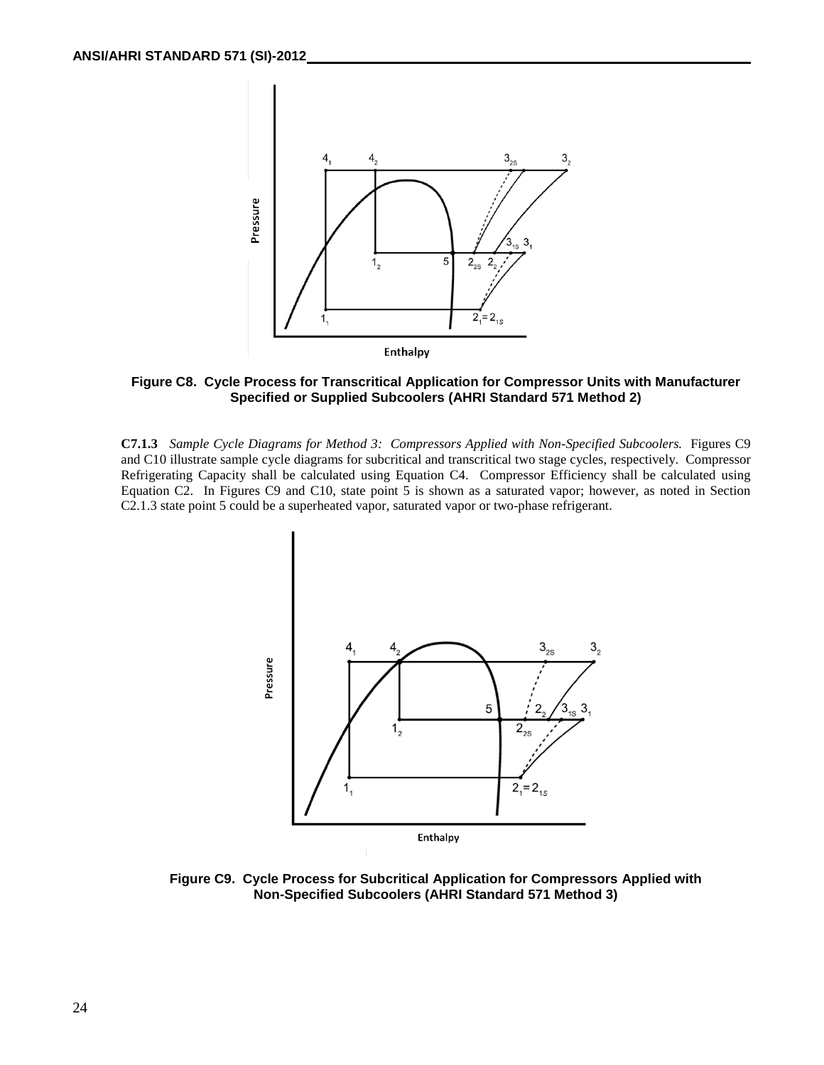**Figure C8. Cycle Process for Transcritical Application for Compressor Units with Manufacturer Specified or Supplied Subcoolers (AHRI Standard 571 Method 2)**

**C7.1.3** *Sample Cycle Diagrams for Method 3: Compressors Applied with Non-Specified Subcoolers.* Figures C9 and C10 illustrate sample cycle diagrams for subcritical and transcritical two stage cycles, respectively. Compressor Refrigerating Capacity shall be calculated using Equation C4. Compressor Efficiency shall be calculated using Equation C2. In Figures C9 and C10, state point 5 is shown as a saturated vapor; however, as noted in Section C2.1.3 state point 5 could be a superheated vapor, saturated vapor or two-phase refrigerant.

**Figure C9. Cycle Process for Subcritical Application for Compressors Applied with Non-Specified Subcoolers (AHRI Standard 571 Method 3)**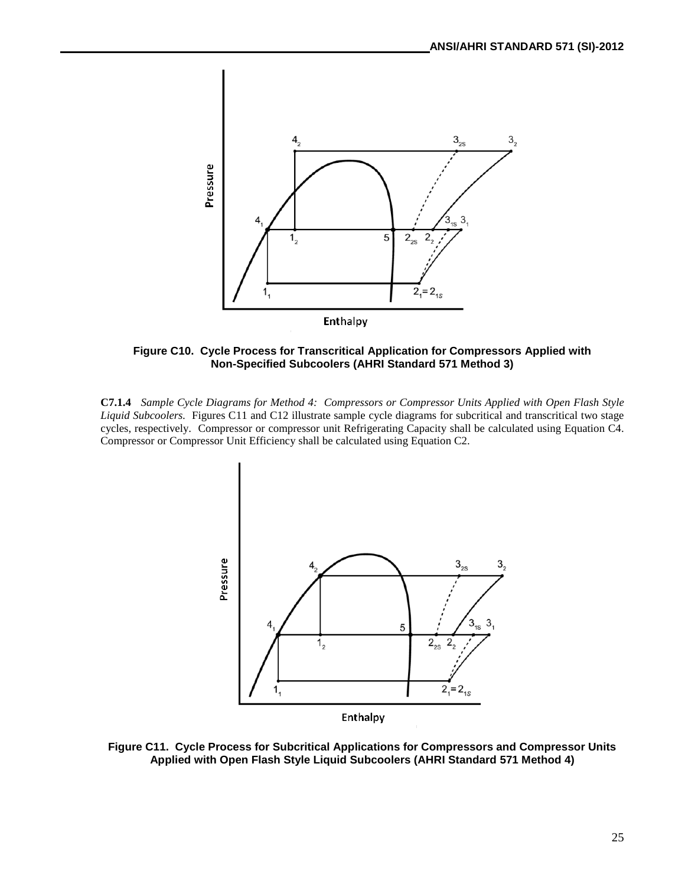**Figure C10. Cycle Process for Transcritical Application for Compressors Applied with Non-Specified Subcoolers (AHRI Standard 571 Method 3)**

**C7.1.4** *Sample Cycle Diagrams for Method 4: Compressors or Compressor Units Applied with Open Flash Style Liquid Subcoolers.* Figures C11 and C12 illustrate sample cycle diagrams for subcritical and transcritical two stage cycles, respectively. Compressor or compressor unit Refrigerating Capacity shall be calculated using Equation C4. Compressor or Compressor Unit Efficiency shall be calculated using Equation C2.

**Figure C11. Cycle Process for Subcritical Applications for Compressors and Compressor Units Applied with Open Flash Style Liquid Subcoolers (AHRI Standard 571 Method 4)**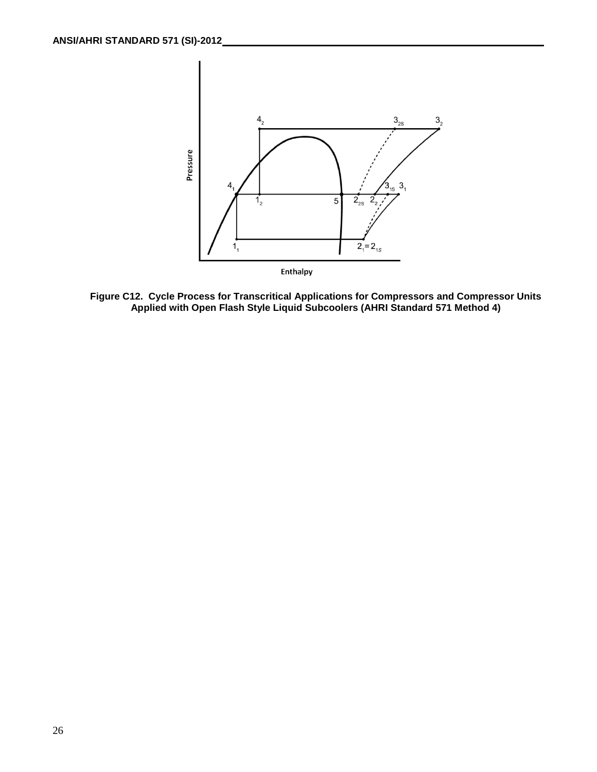Pressure

Enthalpy

$4_2$

$3_{2S}$

$3_2$

$4_1$

$1_2$

5

$2_{2S}$

$2_2$

$3_{1S}$

$3_1$

$1_1$

$2_1 = 2_{1S}$

**Figure C12. Cycle Process for Transcritical Applications for Compressors and Compressor Units Applied with Open Flash Style Liquid Subcoolers (AHRI Standard 571 Method 4)**